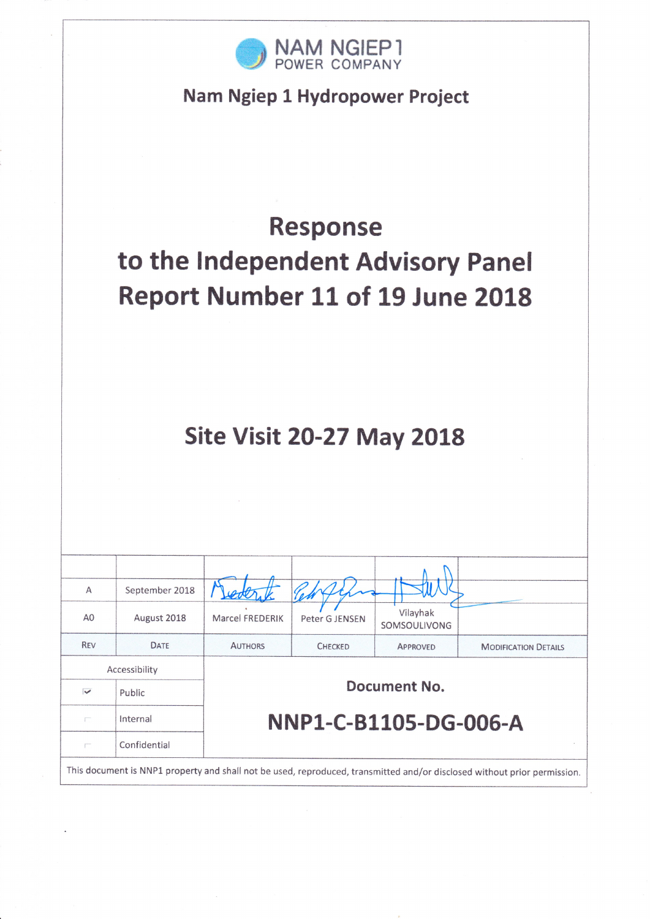NAM NGIEP 1
POWER COMPANY

## Nam Ngiep 1 Hydropower Project

# Response
# to the Independent Advisory Panel
# Report Number 11 of 19 June 2018

## Site Visit 20-27 May 2018

| | | | | | |
|---|---|---|---|---|---|
| A | September 2018 | | | | |
| A0 | August 2018 | Marcel FREDERIK | Peter G JENSEN | Vilayhak SOMSOULIVONG | |
| REV | DATE | AUTHORS | CHECKED | APPROVED | MODIFICATION DETAILS |

| Accessibility | | Document No. |
|---|---|---|
| ☑ | Public | **NNP1-C-B1105-DG-006-A** |
| ☐ | Internal | |
| ☐ | Confidential | |

This document is NNP1 property and shall not be used, reproduced, transmitted and/or disclosed without prior permission.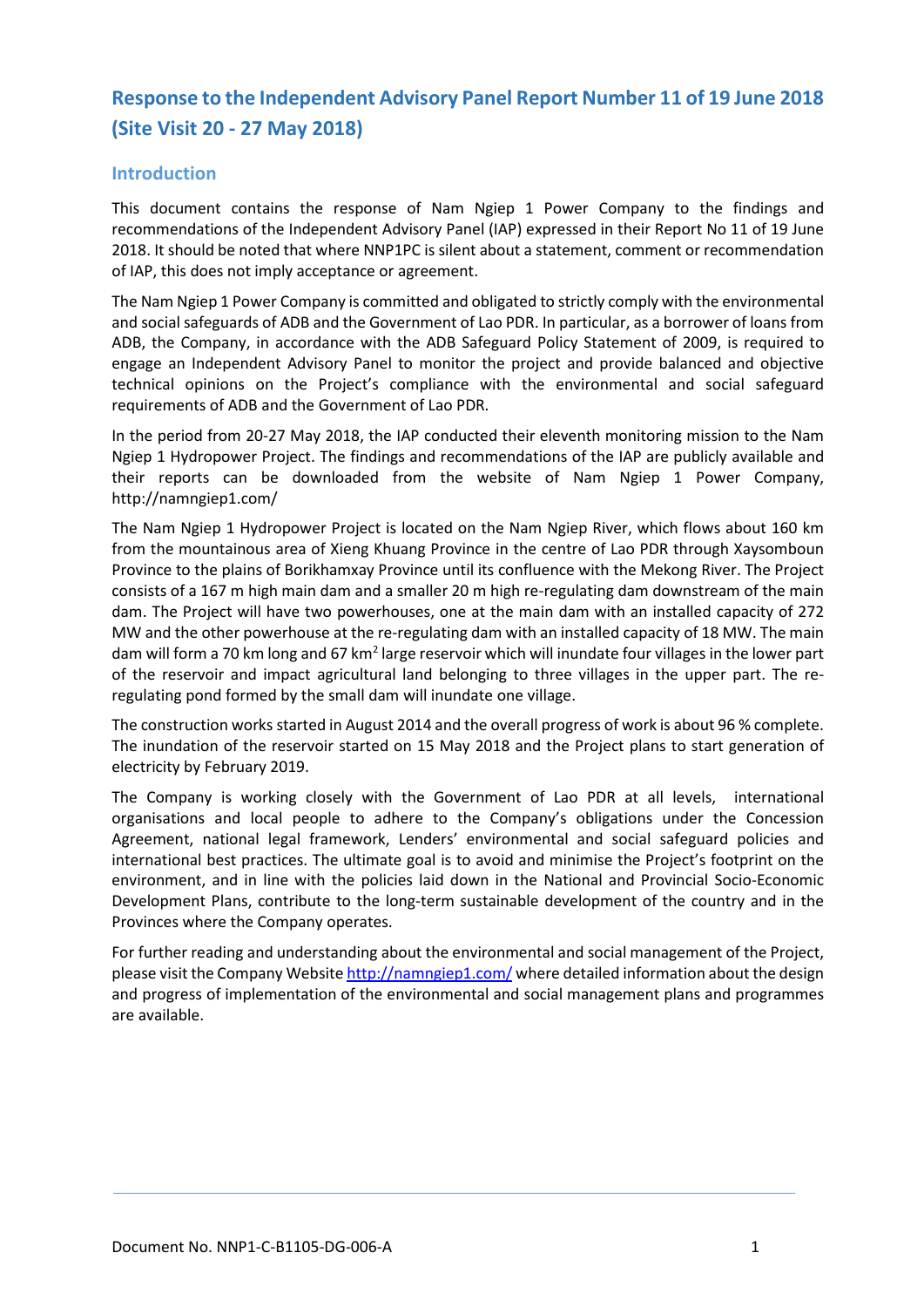# Response to the Independent Advisory Panel Report Number 11 of 19 June 2018 (Site Visit 20 - 27 May 2018)

## Introduction

This document contains the response of Nam Ngiep 1 Power Company to the findings and recommendations of the Independent Advisory Panel (IAP) expressed in their Report No 11 of 19 June 2018. It should be noted that where NNP1PC is silent about a statement, comment or recommendation of IAP, this does not imply acceptance or agreement.

The Nam Ngiep 1 Power Company is committed and obligated to strictly comply with the environmental and social safeguards of ADB and the Government of Lao PDR. In particular, as a borrower of loans from ADB, the Company, in accordance with the ADB Safeguard Policy Statement of 2009, is required to engage an Independent Advisory Panel to monitor the project and provide balanced and objective technical opinions on the Project's compliance with the environmental and social safeguard requirements of ADB and the Government of Lao PDR.

In the period from 20-27 May 2018, the IAP conducted their eleventh monitoring mission to the Nam Ngiep 1 Hydropower Project. The findings and recommendations of the IAP are publicly available and their reports can be downloaded from the website of Nam Ngiep 1 Power Company, http://namngiep1.com/

The Nam Ngiep 1 Hydropower Project is located on the Nam Ngiep River, which flows about 160 km from the mountainous area of Xieng Khuang Province in the centre of Lao PDR through Xaysomboun Province to the plains of Borikhamxay Province until its confluence with the Mekong River. The Project consists of a 167 m high main dam and a smaller 20 m high re-regulating dam downstream of the main dam. The Project will have two powerhouses, one at the main dam with an installed capacity of 272 MW and the other powerhouse at the re-regulating dam with an installed capacity of 18 MW. The main dam will form a 70 km long and 67 km$^2$ large reservoir which will inundate four villages in the lower part of the reservoir and impact agricultural land belonging to three villages in the upper part. The re-regulating pond formed by the small dam will inundate one village.

The construction works started in August 2014 and the overall progress of work is about 96 % complete. The inundation of the reservoir started on 15 May 2018 and the Project plans to start generation of electricity by February 2019.

The Company is working closely with the Government of Lao PDR at all levels, international organisations and local people to adhere to the Company's obligations under the Concession Agreement, national legal framework, Lenders' environmental and social safeguard policies and international best practices. The ultimate goal is to avoid and minimise the Project's footprint on the environment, and in line with the policies laid down in the National and Provincial Socio-Economic Development Plans, contribute to the long-term sustainable development of the country and in the Provinces where the Company operates.

For further reading and understanding about the environmental and social management of the Project, please visit the Company Website http://namngiep1.com/ where detailed information about the design and progress of implementation of the environmental and social management plans and programmes are available.

Document No. NNP1-C-B1105-DG-006-A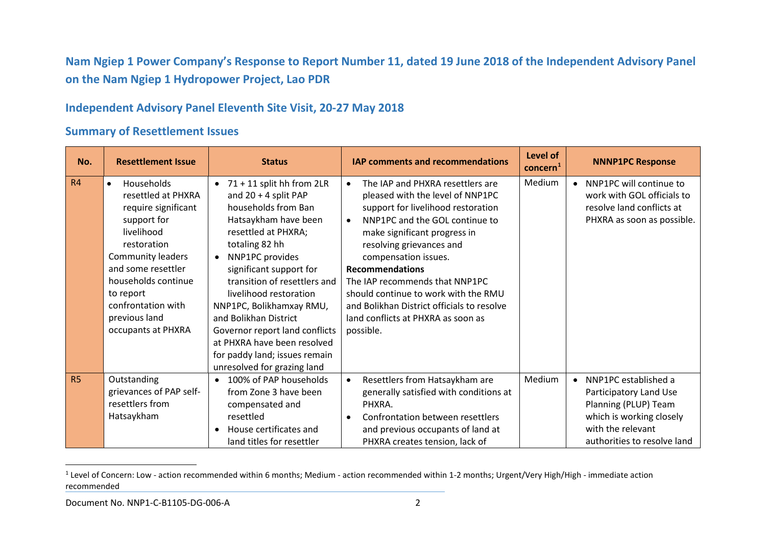## Nam Ngiep 1 Power Company's Response to Report Number 11, dated 19 June 2018 of the Independent Advisory Panel on the Nam Ngiep 1 Hydropower Project, Lao PDR

### Independent Advisory Panel Eleventh Site Visit, 20-27 May 2018

### Summary of Resettlement Issues

| No. | Resettlement Issue | Status | IAP comments and recommendations | Level of concern[1] | NNNP1PC Response |
|---|---|---|---|---|---|
| R4 | • Households resettled at PHXRA require significant support for livelihood restoration<br>Community leaders and some resettler households continue to report confrontation with previous land occupants at PHXRA | • 71 + 11 split hh from 2LR and 20 + 4 split PAP households from Ban Hatsaykham have been resettled at PHXRA; totaling 82 hh<br>• NNP1PC provides significant support for transition of resettlers and livelihood restoration<br>NNP1PC, Bolikhamxay RMU, and Bolikhan District Governor report land conflicts at PHXRA have been resolved for paddy land; issues remain unresolved for grazing land | • The IAP and PHXRA resettlers are pleased with the level of NNP1PC support for livelihood restoration<br>• NNP1PC and the GOL continue to make significant progress in resolving grievances and compensation issues.<br>**Recommendations**<br>The IAP recommends that NNP1PC should continue to work with the RMU and Bolikhan District officials to resolve land conflicts at PHXRA as soon as possible. | Medium | • NNP1PC will continue to work with GOL officials to resolve land conflicts at PHXRA as soon as possible. |
| R5 | Outstanding grievances of PAP self-resettlers from Hatsaykham | • 100% of PAP households from Zone 3 have been compensated and resettled<br>• House certificates and land titles for resettler | • Resettlers from Hatsaykham are generally satisfied with conditions at PHXRA.<br>• Confrontation between resettlers and previous occupants of land at PHXRA creates tension, lack of | Medium | • NNP1PC established a Participatory Land Use Planning (PLUP) Team which is working closely with the relevant authorities to resolve land |

[1] Level of Concern: Low - action recommended within 6 months; Medium - action recommended within 1-2 months; Urgent/Very High/High - immediate action recommended

Document No. NNP1-C-B1105-DG-006-A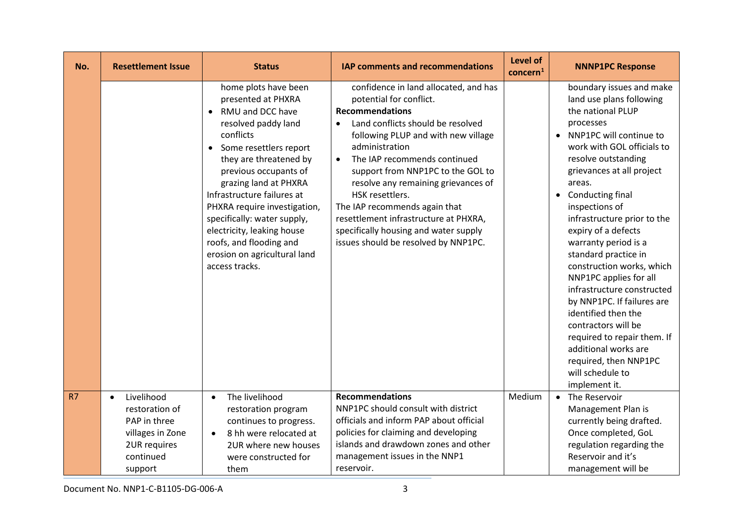| No. | Resettlement Issue | Status | IAP comments and recommendations | Level of concern[1] | NNNP1PC Response |
| --- | --- | --- | --- | --- | --- |
| | | home plots have been presented at PHXRA<br>• RMU and DCC have resolved paddy land conflicts<br>• Some resettlers report they are threatened by previous occupants of grazing land at PHXRA<br>Infrastructure failures at PHXRA require investigation, specifically: water supply, electricity, leaking house roofs, and flooding and erosion on agricultural land access tracks. | confidence in land allocated, and has potential for conflict.<br>**Recommendations**<br>• Land conflicts should be resolved following PLUP and with new village administration<br>• The IAP recommends continued support from NNP1PC to the GOL to resolve any remaining grievances of HSK resettlers.<br>The IAP recommends again that resettlement infrastructure at PHXRA, specifically housing and water supply issues should be resolved by NNP1PC. | | boundary issues and make land use plans following the national PLUP processes<br>• NNP1PC will continue to work with GOL officials to resolve outstanding grievances at all project areas.<br>• Conducting final inspections of infrastructure prior to the expiry of a defects warranty period is a standard practice in construction works, which NNP1PC applies for all infrastructure constructed by NNP1PC. If failures are identified then the contractors will be required to repair them. If additional works are required, then NNP1PC will schedule to implement it. |
| R7 | • Livelihood restoration of PAP in three villages in Zone 2UR requires continued support | • The livelihood restoration program continues to progress.<br>• 8 hh were relocated at 2UR where new houses were constructed for them | **Recommendations**<br>NNP1PC should consult with district officials and inform PAP about official policies for claiming and developing islands and drawdown zones and other management issues in the NNP1 reservoir. | Medium | • The Reservoir Management Plan is currently being drafted. Once completed, GoL regulation regarding the Reservoir and it's management will be |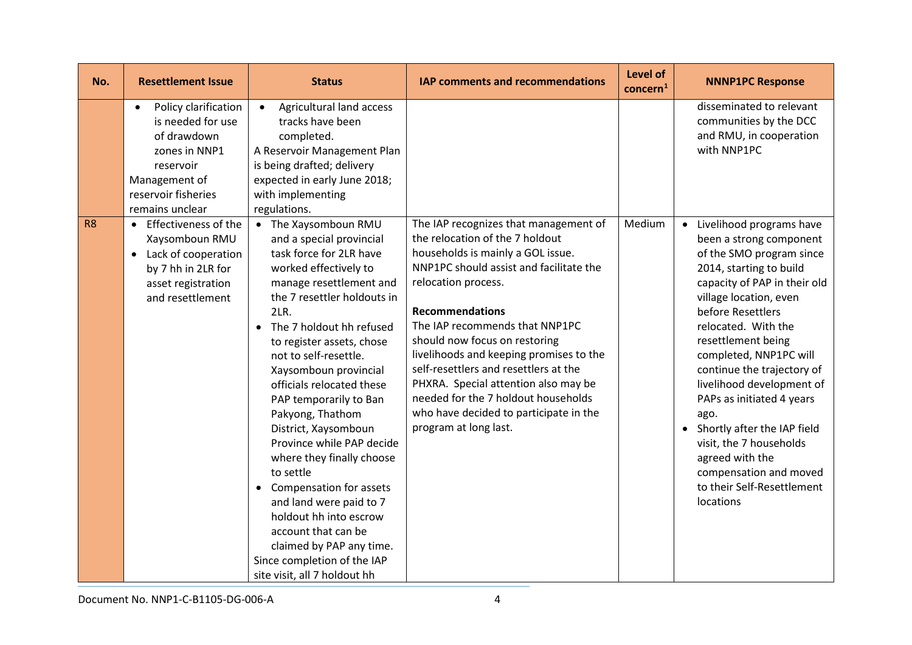| No. | Resettlement Issue | Status | IAP comments and recommendations | Level of concern[1] | NNNP1PC Response |
|---|---|---|---|---|---|
| | • Policy clarification is needed for use of drawdown zones in NNP1 reservoir<br>Management of reservoir fisheries remains unclear | • Agricultural land access tracks have been completed.<br>A Reservoir Management Plan is being drafted; delivery expected in early June 2018; with implementing regulations. | | | disseminated to relevant communities by the DCC and RMU, in cooperation with NNP1PC |
| R8 | • Effectiveness of the Xaysomboun RMU<br>• Lack of cooperation by 7 hh in 2LR for asset registration and resettlement | • The Xaysomboun RMU and a special provincial task force for 2LR have worked effectively to manage resettlement and the 7 resettler holdouts in 2LR.<br>• The 7 holdout hh refused to register assets, chose not to self-resettle. Xaysomboun provincial officials relocated these PAP temporarily to Ban Pakyong, Thathom District, Xaysomboun Province while PAP decide where they finally choose to settle<br>• Compensation for assets and land were paid to 7 holdout hh into escrow account that can be claimed by PAP any time.<br>Since completion of the IAP site visit, all 7 holdout hh | The IAP recognizes that management of the relocation of the 7 holdout households is mainly a GOL issue. NNP1PC should assist and facilitate the relocation process.<br><br>**Recommendations**<br>The IAP recommends that NNP1PC should now focus on restoring livelihoods and keeping promises to the self-resettlers and resettlers at the PHXRA. Special attention also may be needed for the 7 holdout households who have decided to participate in the program at long last. | Medium | • Livelihood programs have been a strong component of the SMO program since 2014, starting to build capacity of PAP in their old village location, even before Resettlers relocated. With the resettlement being completed, NNP1PC will continue the trajectory of livelihood development of PAPs as initiated 4 years ago.<br>• Shortly after the IAP field visit, the 7 households agreed with the compensation and moved to their Self-Resettlement locations |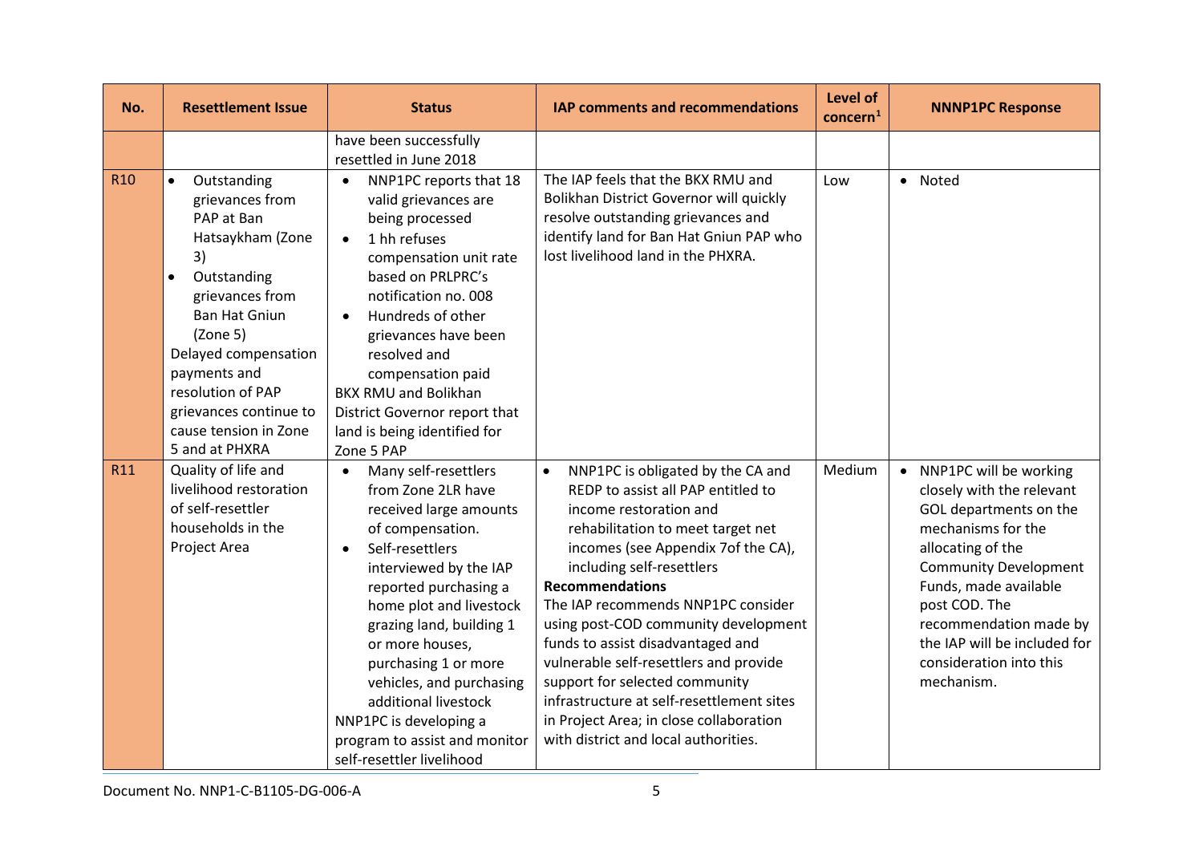| No. | Resettlement Issue | Status | IAP comments and recommendations | Level of concern[1] | NNNP1PC Response |
|---|---|---|---|---|---|
| | | have been successfully resettled in June 2018 | | | |
| R10 | • Outstanding grievances from PAP at Ban Hatsaykham (Zone 3)<br>• Outstanding grievances from Ban Hat Gniun (Zone 5)<br>Delayed compensation payments and resolution of PAP grievances continue to cause tension in Zone 5 and at PHXRA | • NNP1PC reports that 18 valid grievances are being processed<br>• 1 hh refuses compensation unit rate based on PRLPRC's notification no. 008<br>• Hundreds of other grievances have been resolved and compensation paid<br>BKX RMU and Bolikhan District Governor report that land is being identified for Zone 5 PAP | The IAP feels that the BKX RMU and Bolikhan District Governor will quickly resolve outstanding grievances and identify land for Ban Hat Gniun PAP who lost livelihood land in the PHXRA. | Low | • Noted |
| R11 | Quality of life and livelihood restoration of self-resettler households in the Project Area | • Many self-resettlers from Zone 2LR have received large amounts of compensation.<br>• Self-resettlers interviewed by the IAP reported purchasing a home plot and livestock grazing land, building 1 or more houses, purchasing 1 or more vehicles, and purchasing additional livestock<br>NNP1PC is developing a program to assist and monitor self-resettler livelihood | • NNP1PC is obligated by the CA and REDP to assist all PAP entitled to income restoration and rehabilitation to meet target net incomes (see Appendix 7of the CA), including self-resettlers<br>**Recommendations**<br>The IAP recommends NNP1PC consider using post-COD community development funds to assist disadvantaged and vulnerable self-resettlers and provide support for selected community infrastructure at self-resettlement sites in Project Area; in close collaboration with district and local authorities. | Medium | • NNP1PC will be working closely with the relevant GOL departments on the mechanisms for the allocating of the Community Development Funds, made available post COD. The recommendation made by the IAP will be included for consideration into this mechanism. |

Document No. NNP1-C-B1105-DG-006-A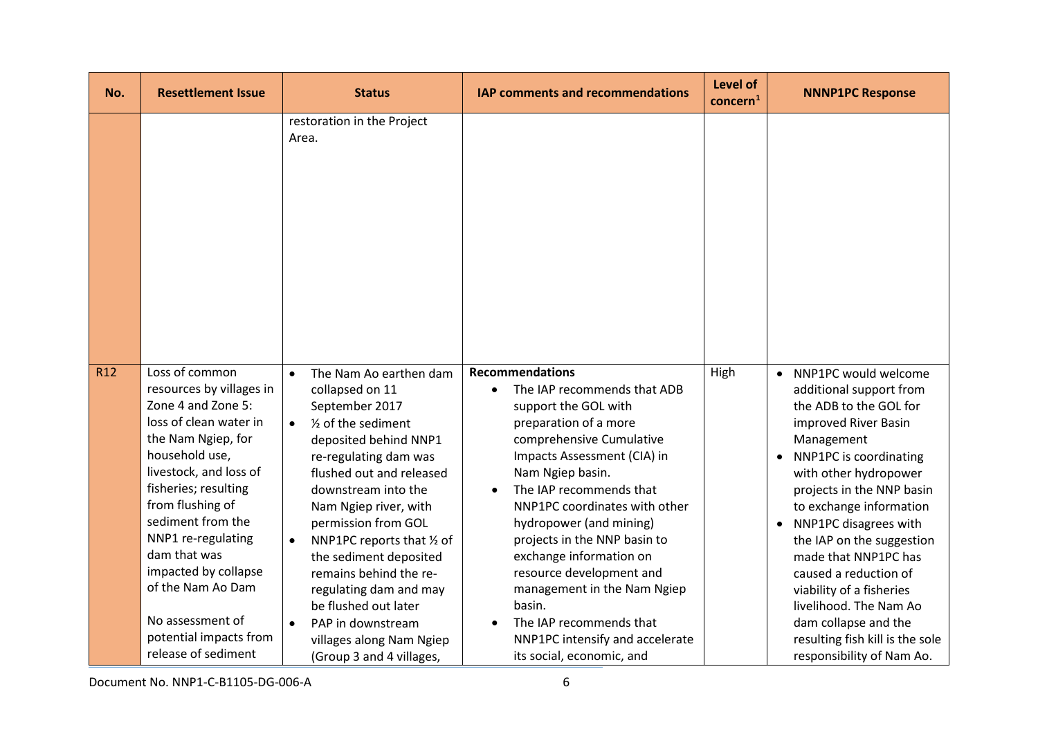| No. | Resettlement Issue | Status | IAP comments and recommendations | Level of concern[1] | NNNP1PC Response |
|---|---|---|---|---|---|
| | | restoration in the Project Area. | | | |
| R12 | Loss of common resources by villages in Zone 4 and Zone 5: loss of clean water in the Nam Ngiep, for household use, livestock, and loss of fisheries; resulting from flushing of sediment from the NNP1 re-regulating dam that was impacted by collapse of the Nam Ao Dam<br><br>No assessment of potential impacts from release of sediment | • The Nam Ao earthen dam collapsed on 11 September 2017<br>• ½ of the sediment deposited behind NNP1 re-regulating dam was flushed out and released downstream into the Nam Ngiep river, with permission from GOL<br>• NNP1PC reports that ½ of the sediment deposited remains behind the re-regulating dam and may be flushed out later<br>• PAP in downstream villages along Nam Ngiep (Group 3 and 4 villages, | **Recommendations**<br>• The IAP recommends that ADB support the GOL with preparation of a more comprehensive Cumulative Impacts Assessment (CIA) in Nam Ngiep basin.<br>• The IAP recommends that NNP1PC coordinates with other hydropower (and mining) projects in the NNP basin to exchange information on resource development and management in the Nam Ngiep basin.<br>• The IAP recommends that NNP1PC intensify and accelerate its social, economic, and | High | • NNP1PC would welcome additional support from the ADB to the GOL for improved River Basin Management<br>• NNP1PC is coordinating with other hydropower projects in the NNP basin to exchange information<br>• NNP1PC disagrees with the IAP on the suggestion made that NNP1PC has caused a reduction of viability of a fisheries livelihood. The Nam Ao dam collapse and the resulting fish kill is the sole responsibility of Nam Ao. |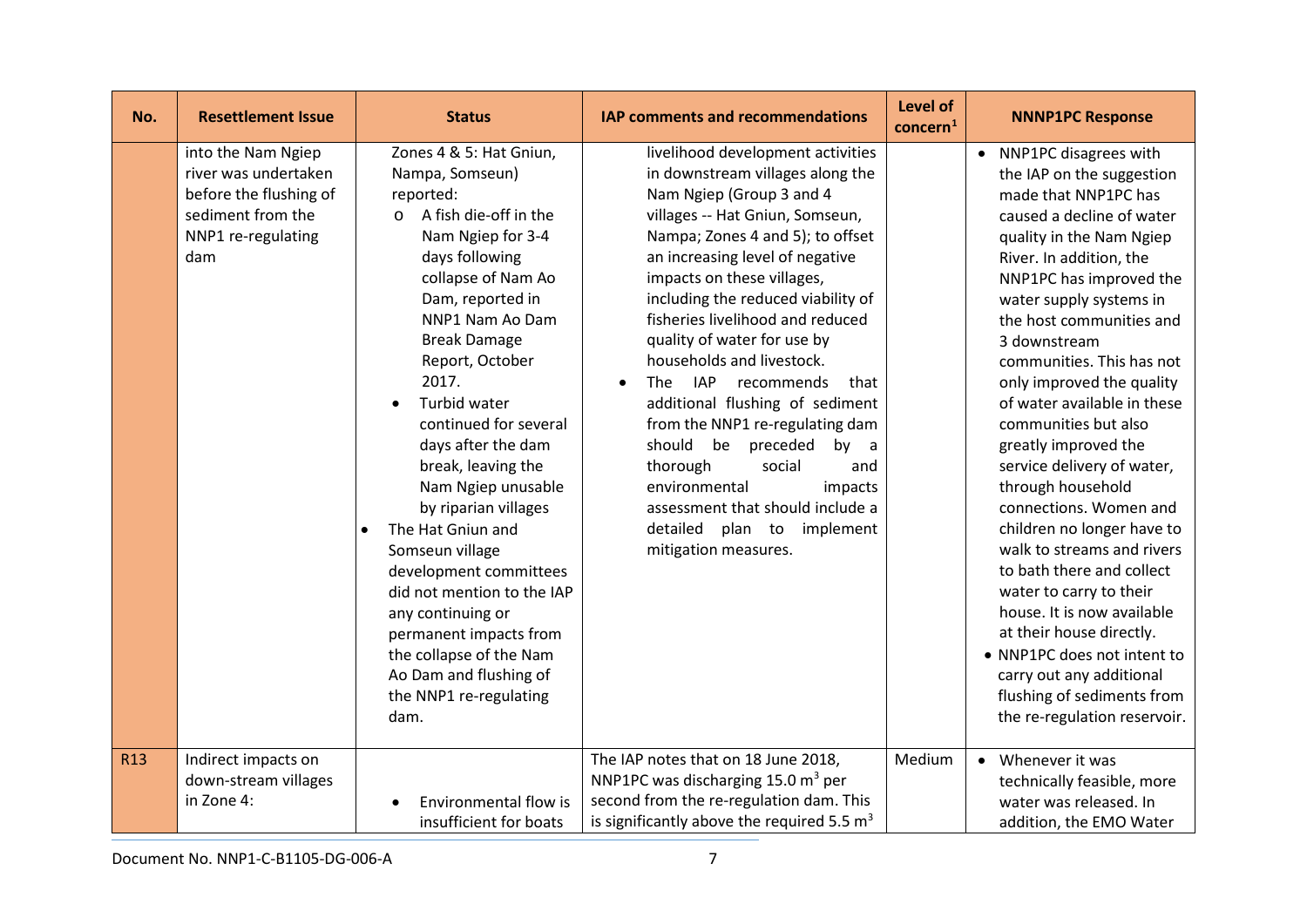| No. | Resettlement Issue | Status | IAP comments and recommendations | Level of concern[1] | NNNP1PC Response |
|---|---|---|---|---|---|
| | into the Nam Ngiep river was undertaken before the flushing of sediment from the NNP1 re-regulating dam | Zones 4 & 5: Hat Gniun, Nampa, Somseun) reported:<br>o A fish die-off in the Nam Ngiep for 3-4 days following collapse of Nam Ao Dam, reported in NNP1 Nam Ao Dam Break Damage Report, October 2017.<br>• Turbid water continued for several days after the dam break, leaving the Nam Ngiep unusable by riparian villages<br>• The Hat Gniun and Somseun village development committees did not mention to the IAP any continuing or permanent impacts from the collapse of the Nam Ao Dam and flushing of the NNP1 re-regulating dam. | livelihood development activities in downstream villages along the Nam Ngiep (Group 3 and 4 villages -- Hat Gniun, Somseun, Nampa; Zones 4 and 5); to offset an increasing level of negative impacts on these villages, including the reduced viability of fisheries livelihood and reduced quality of water for use by households and livestock.<br>• The IAP recommends that additional flushing of sediment from the NNP1 re-regulating dam should be preceded by a thorough social and environmental impacts assessment that should include a detailed plan to implement mitigation measures. | | • NNP1PC disagrees with the IAP on the suggestion made that NNP1PC has caused a decline of water quality in the Nam Ngiep River. In addition, the NNP1PC has improved the water supply systems in the host communities and 3 downstream communities. This has not only improved the quality of water available in these communities but also greatly improved the service delivery of water, through household connections. Women and children no longer have to walk to streams and rivers to bath there and collect water to carry to their house. It is now available at their house directly.<br>• NNP1PC does not intent to carry out any additional flushing of sediments from the re-regulation reservoir. |
| R13 | Indirect impacts on down-stream villages in Zone 4: | • Environmental flow is insufficient for boats | The IAP notes that on 18 June 2018, NNP1PC was discharging 15.0 $m^3$ per second from the re-regulation dam. This is significantly above the required 5.5 $m^3$ | Medium | • Whenever it was technically feasible, more water was released. In addition, the EMO Water |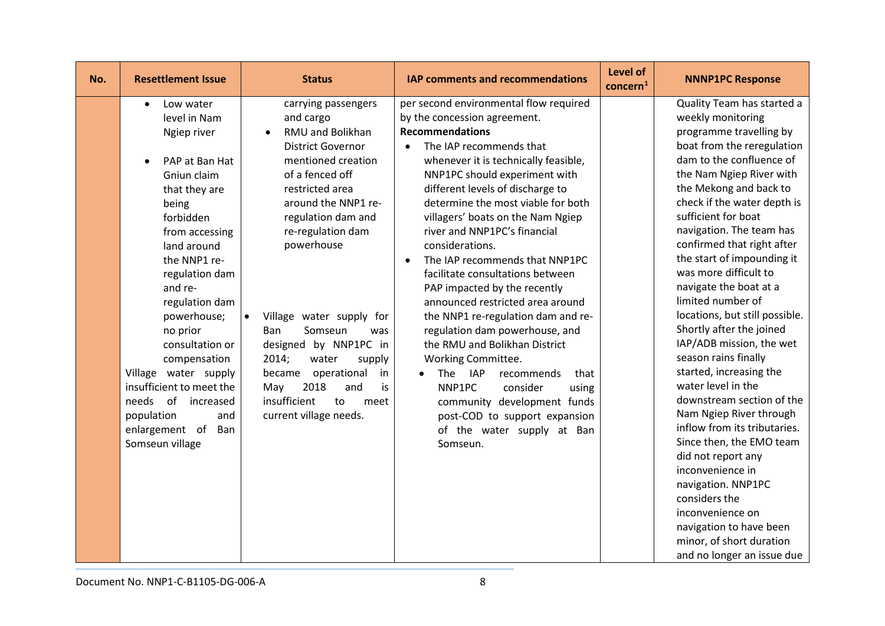| No. | Resettlement Issue | Status | IAP comments and recommendations | Level of concern[1] | NNNP1PC Response |
|---|---|---|---|---|---|
| | • Low water level in Nam Ngiep river<br>• PAP at Ban Hat Gniun claim that they are being forbidden from accessing land around the NNP1 re-regulation dam and re-regulation dam powerhouse; no prior consultation or compensation<br>Village water supply insufficient to meet the needs of increased population and enlargement of Ban Somseun village | carrying passengers and cargo<br>• RMU and Bolikhan District Governor mentioned creation of a fenced off restricted area around the NNP1 re-regulation dam and re-regulation dam powerhouse<br>• Village water supply for Ban Somseun was designed by NNP1PC in 2014; water supply became operational in May 2018 and is insufficient to meet current village needs. | per second environmental flow required by the concession agreement.<br>**Recommendations**<br>• The IAP recommends that whenever it is technically feasible, NNP1PC should experiment with different levels of discharge to determine the most viable for both villagers' boats on the Nam Ngiep river and NNP1PC's financial considerations.<br>• The IAP recommends that NNP1PC facilitate consultations between PAP impacted by the recently announced restricted area around the NNP1 re-regulation dam and re-regulation dam powerhouse, and the RMU and Bolikhan District Working Committee.<br>• The IAP recommends that NNP1PC consider using community development funds post-COD to support expansion of the water supply at Ban Somseun. | | Quality Team has started a weekly monitoring programme travelling by boat from the reregulation dam to the confluence of the Nam Ngiep River with the Mekong and back to check if the water depth is sufficient for boat navigation. The team has confirmed that right after the start of impounding it was more difficult to navigate the boat at a limited number of locations, but still possible. Shortly after the joined IAP/ADB mission, the wet season rains finally started, increasing the water level in the downstream section of the Nam Ngiep River through inflow from its tributaries. Since then, the EMO team did not report any inconvenience in navigation. NNP1PC considers the inconvenience on navigation to have been minor, of short duration and no longer an issue due |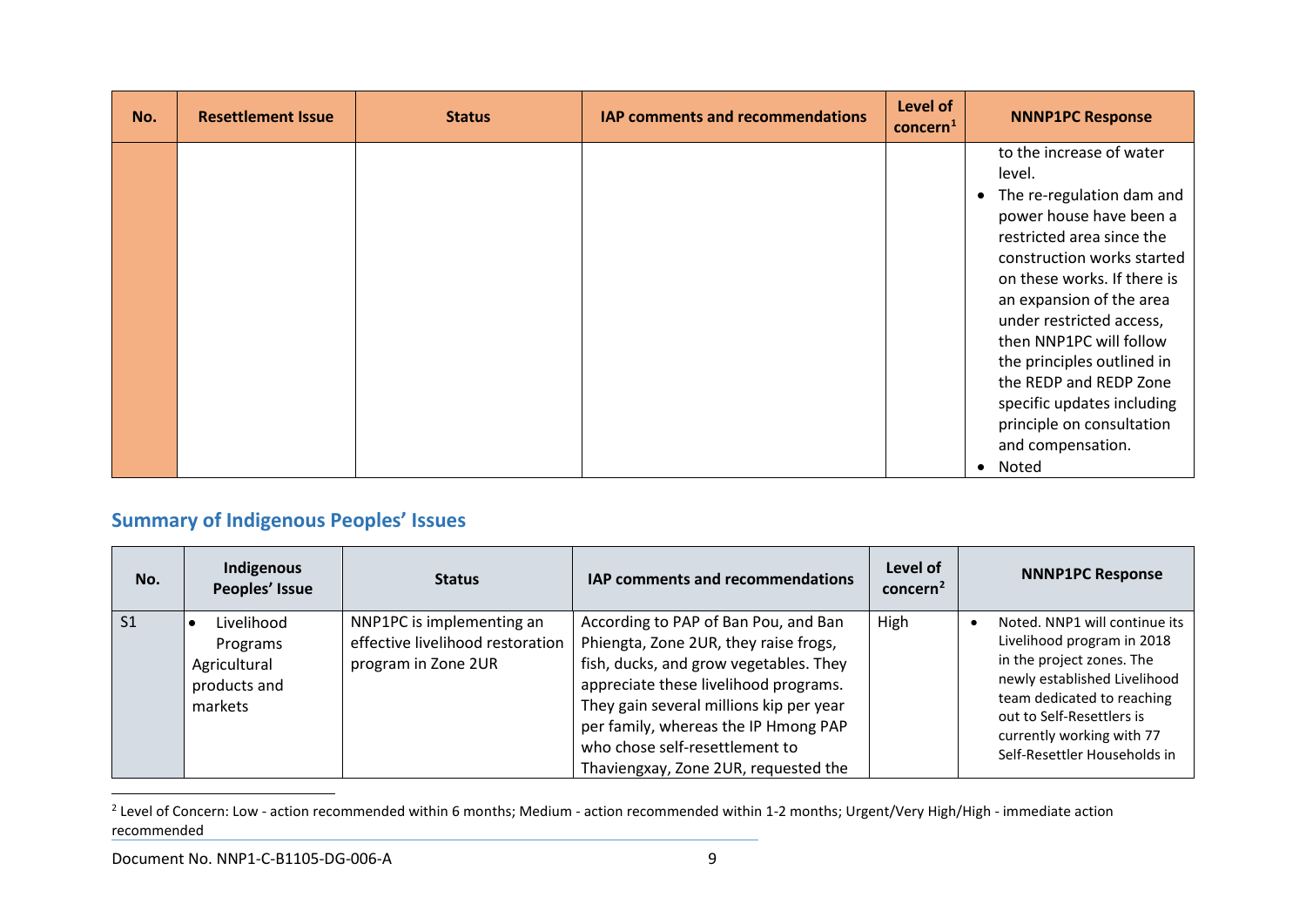| No. | Resettlement Issue | Status | IAP comments and recommendations | Level of concern[1] | NNNP1PC Response |
|---|---|---|---|---|---|
| | | | | | to the increase of water level.<br>• The re-regulation dam and power house have been a restricted area since the construction works started on these works. If there is an expansion of the area under restricted access, then NNP1PC will follow the principles outlined in the REDP and REDP Zone specific updates including principle on consultation and compensation.<br>• Noted |

## Summary of Indigenous Peoples' Issues

| No. | Indigenous Peoples' Issue | Status | IAP comments and recommendations | Level of concern[2] | NNNP1PC Response |
|---|---|---|---|---|---|
| S1 | • Livelihood Programs Agricultural products and markets | NNP1PC is implementing an effective livelihood restoration program in Zone 2UR | According to PAP of Ban Pou, and Ban Phiengta, Zone 2UR, they raise frogs, fish, ducks, and grow vegetables. They appreciate these livelihood programs. They gain several millions kip per year per family, whereas the IP Hmong PAP who chose self-resettlement to Thaviengxay, Zone 2UR, requested the | High | • Noted. NNP1 will continue its Livelihood program in 2018 in the project zones. The newly established Livelihood team dedicated to reaching out to Self-Resettlers is currently working with 77 Self-Resettler Households in |

[2] Level of Concern: Low - action recommended within 6 months; Medium - action recommended within 1-2 months; Urgent/Very High/High - immediate action recommended

Document No. NNP1-C-B1105-DG-006-A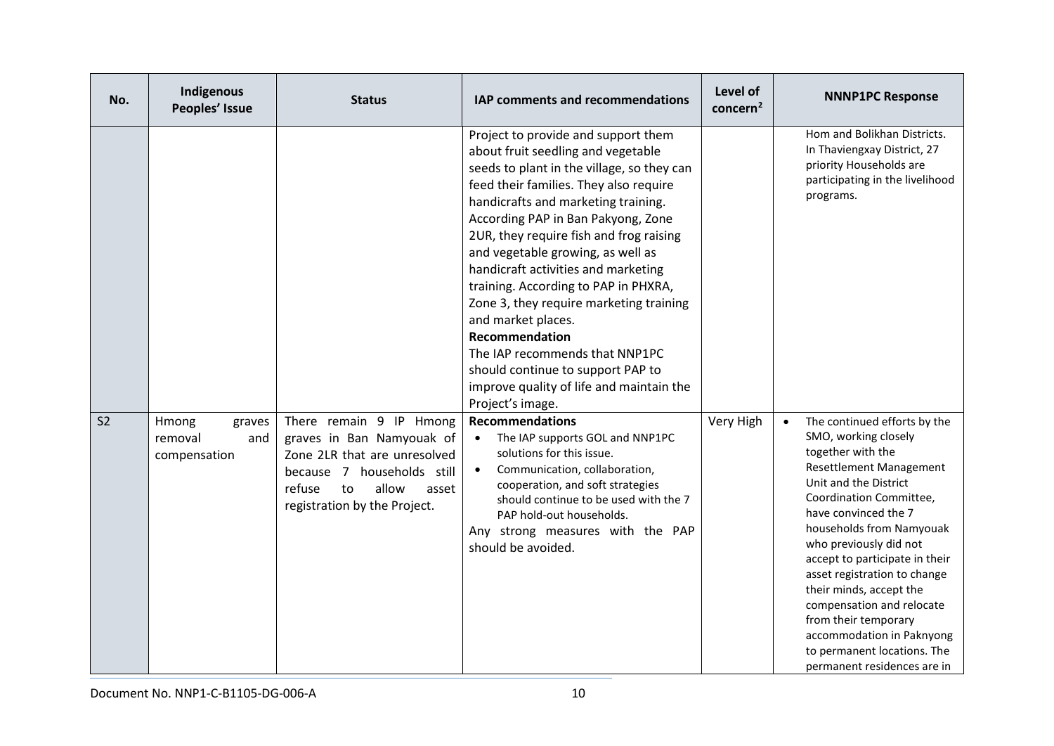| No. | Indigenous Peoples' Issue | Status | IAP comments and recommendations | Level of concern[2] | NNNP1PC Response |
|---|---|---|---|---|---|
| | | | Project to provide and support them about fruit seedling and vegetable seeds to plant in the village, so they can feed their families. They also require handicrafts and marketing training. According PAP in Ban Pakyong, Zone 2UR, they require fish and frog raising and vegetable growing, as well as handicraft activities and marketing training. According to PAP in PHXRA, Zone 3, they require marketing training and market places.<br>**Recommendation**<br>The IAP recommends that NNP1PC should continue to support PAP to improve quality of life and maintain the Project's image. | | Hom and Bolikhan Districts. In Thaviengxay District, 27 priority Households are participating in the livelihood programs. |
| S2 | Hmong graves removal and compensation | There remain 9 IP Hmong graves in Ban Namyouak of Zone 2LR that are unresolved because 7 households still refuse to allow asset registration by the Project. | **Recommendations**<br>• The IAP supports GOL and NNP1PC solutions for this issue.<br>• Communication, collaboration, cooperation, and soft strategies should continue to be used with the 7 PAP hold-out households.<br>Any strong measures with the PAP should be avoided. | Very High | • The continued efforts by the SMO, working closely together with the Resettlement Management Unit and the District Coordination Committee, have convinced the 7 households from Namyouak who previously did not accept to participate in their asset registration to change their minds, accept the compensation and relocate from their temporary accommodation in Paknyong to permanent locations. The permanent residences are in |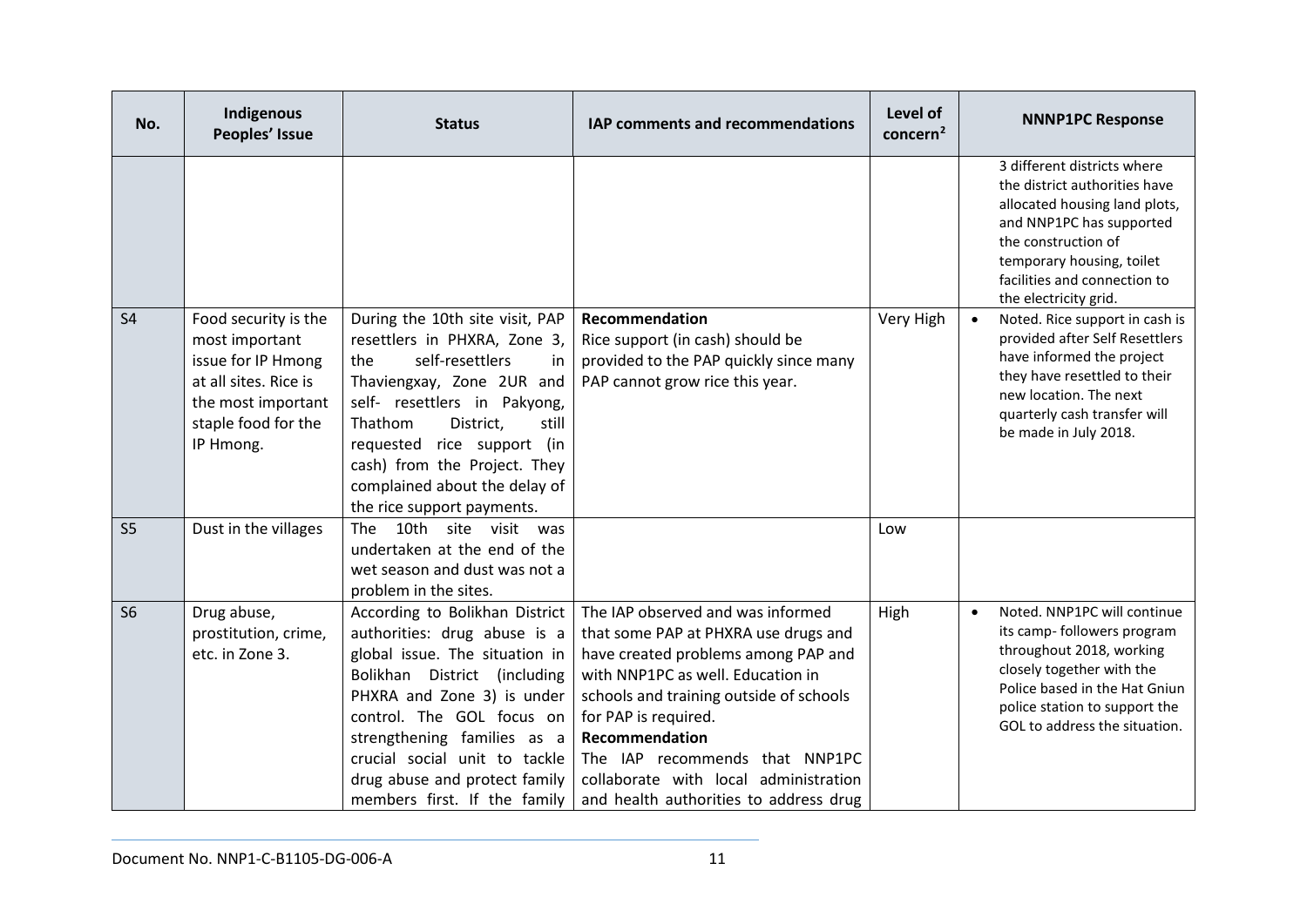| No. | Indigenous Peoples' Issue | Status | IAP comments and recommendations | Level of concern[2] | NNNP1PC Response |
|---|---|---|---|---|---|
| | | | | | 3 different districts where the district authorities have allocated housing land plots, and NNP1PC has supported the construction of temporary housing, toilet facilities and connection to the electricity grid. |
| S4 | Food security is the most important issue for IP Hmong at all sites. Rice is the most important staple food for the IP Hmong. | During the 10th site visit, PAP resettlers in PHXRA, Zone 3, the self-resettlers in Thaviengxay, Zone 2UR and self- resettlers in Pakyong, Thathom District, still requested rice support (in cash) from the Project. They complained about the delay of the rice support payments. | **Recommendation**<br>Rice support (in cash) should be provided to the PAP quickly since many PAP cannot grow rice this year. | Very High | • Noted. Rice support in cash is provided after Self Resettlers have informed the project they have resettled to their new location. The next quarterly cash transfer will be made in July 2018. |
| S5 | Dust in the villages | The 10th site visit was undertaken at the end of the wet season and dust was not a problem in the sites. | | Low | |
| S6 | Drug abuse, prostitution, crime, etc. in Zone 3. | According to Bolikhan District authorities: drug abuse is a global issue. The situation in Bolikhan District (including PHXRA and Zone 3) is under control. The GOL focus on strengthening families as a crucial social unit to tackle drug abuse and protect family members first. If the family | The IAP observed and was informed that some PAP at PHXRA use drugs and have created problems among PAP and with NNP1PC as well. Education in schools and training outside of schools for PAP is required.<br>**Recommendation**<br>The IAP recommends that NNP1PC collaborate with local administration and health authorities to address drug | High | • Noted. NNP1PC will continue its camp- followers program throughout 2018, working closely together with the Police based in the Hat Gniun police station to support the GOL to address the situation. |

Document No. NNP1-C-B1105-DG-006-A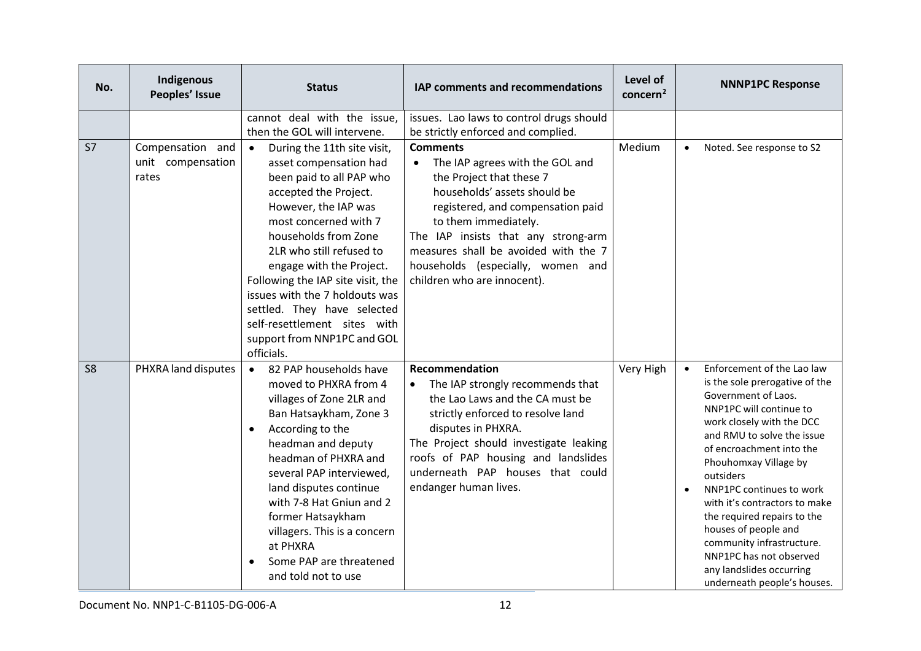| No. | Indigenous Peoples' Issue | Status | IAP comments and recommendations | Level of concern[2] | NNNP1PC Response |
|---|---|---|---|---|---|
| | | cannot deal with the issue, then the GOL will intervene. | issues. Lao laws to control drugs should be strictly enforced and complied. | | |
| S7 | Compensation and unit compensation rates | • During the 11th site visit, asset compensation had been paid to all PAP who accepted the Project. However, the IAP was most concerned with 7 households from Zone 2LR who still refused to engage with the Project.<br>Following the IAP site visit, the issues with the 7 holdouts was settled. They have selected self-resettlement sites with support from NNP1PC and GOL officials. | **Comments**<br>• The IAP agrees with the GOL and the Project that these 7 households' assets should be registered, and compensation paid to them immediately.<br>The IAP insists that any strong-arm measures shall be avoided with the 7 households (especially, women and children who are innocent). | Medium | • Noted. See response to S2 |
| S8 | PHXRA land disputes | • 82 PAP households have moved to PHXRA from 4 villages of Zone 2LR and Ban Hatsaykham, Zone 3<br>• According to the headman and deputy headman of PHXRA and several PAP interviewed, land disputes continue with 7-8 Hat Gniun and 2 former Hatsaykham villagers. This is a concern at PHXRA<br>• Some PAP are threatened and told not to use | **Recommendation**<br>• The IAP strongly recommends that the Lao Laws and the CA must be strictly enforced to resolve land disputes in PHXRA.<br>The Project should investigate leaking roofs of PAP housing and landslides underneath PAP houses that could endanger human lives. | Very High | • Enforcement of the Lao law is the sole prerogative of the Government of Laos. NNP1PC will continue to work closely with the DCC and RMU to solve the issue of encroachment into the Phouhomxay Village by outsiders<br>• NNP1PC continues to work with it's contractors to make the required repairs to the houses of people and community infrastructure. NNP1PC has not observed any landslides occurring underneath people's houses. |

Document No. NNP1-C-B1105-DG-006-A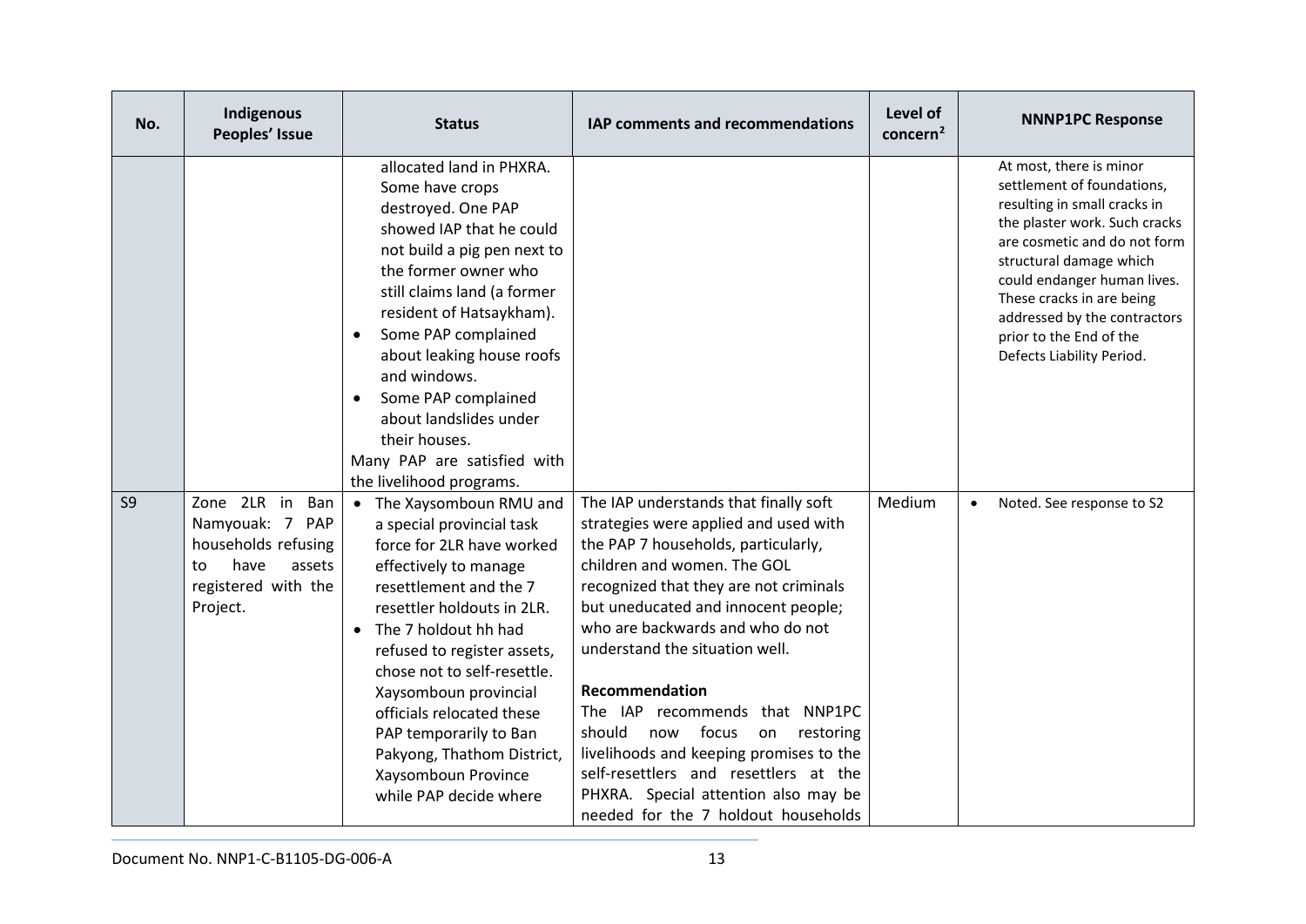| No. | Indigenous Peoples' Issue | Status | IAP comments and recommendations | Level of concern[2] | NNNP1PC Response |
|---|---|---|---|---|---|
| | | allocated land in PHXRA. Some have crops destroyed. One PAP showed IAP that he could not build a pig pen next to the former owner who still claims land (a former resident of Hatsaykham).<br>• Some PAP complained about leaking house roofs and windows.<br>• Some PAP complained about landslides under their houses.<br>Many PAP are satisfied with the livelihood programs. | | | At most, there is minor settlement of foundations, resulting in small cracks in the plaster work. Such cracks are cosmetic and do not form structural damage which could endanger human lives. These cracks in are being addressed by the contractors prior to the End of the Defects Liability Period. |
| S9 | Zone 2LR in Ban Namyouak: 7 PAP households refusing to have assets registered with the Project. | • The Xaysomboun RMU and a special provincial task force for 2LR have worked effectively to manage resettlement and the 7 resettler holdouts in 2LR.<br>• The 7 holdout hh had refused to register assets, chose not to self-resettle. Xaysomboun provincial officials relocated these PAP temporarily to Ban Pakyong, Thathom District, Xaysomboun Province while PAP decide where | The IAP understands that finally soft strategies were applied and used with the PAP 7 households, particularly, children and women. The GOL recognized that they are not criminals but uneducated and innocent people; who are backwards and who do not understand the situation well.<br><br>**Recommendation**<br>The IAP recommends that NNP1PC should now focus on restoring livelihoods and keeping promises to the self-resettlers and resettlers at the PHXRA. Special attention also may be needed for the 7 holdout households | Medium | • Noted. See response to S2 |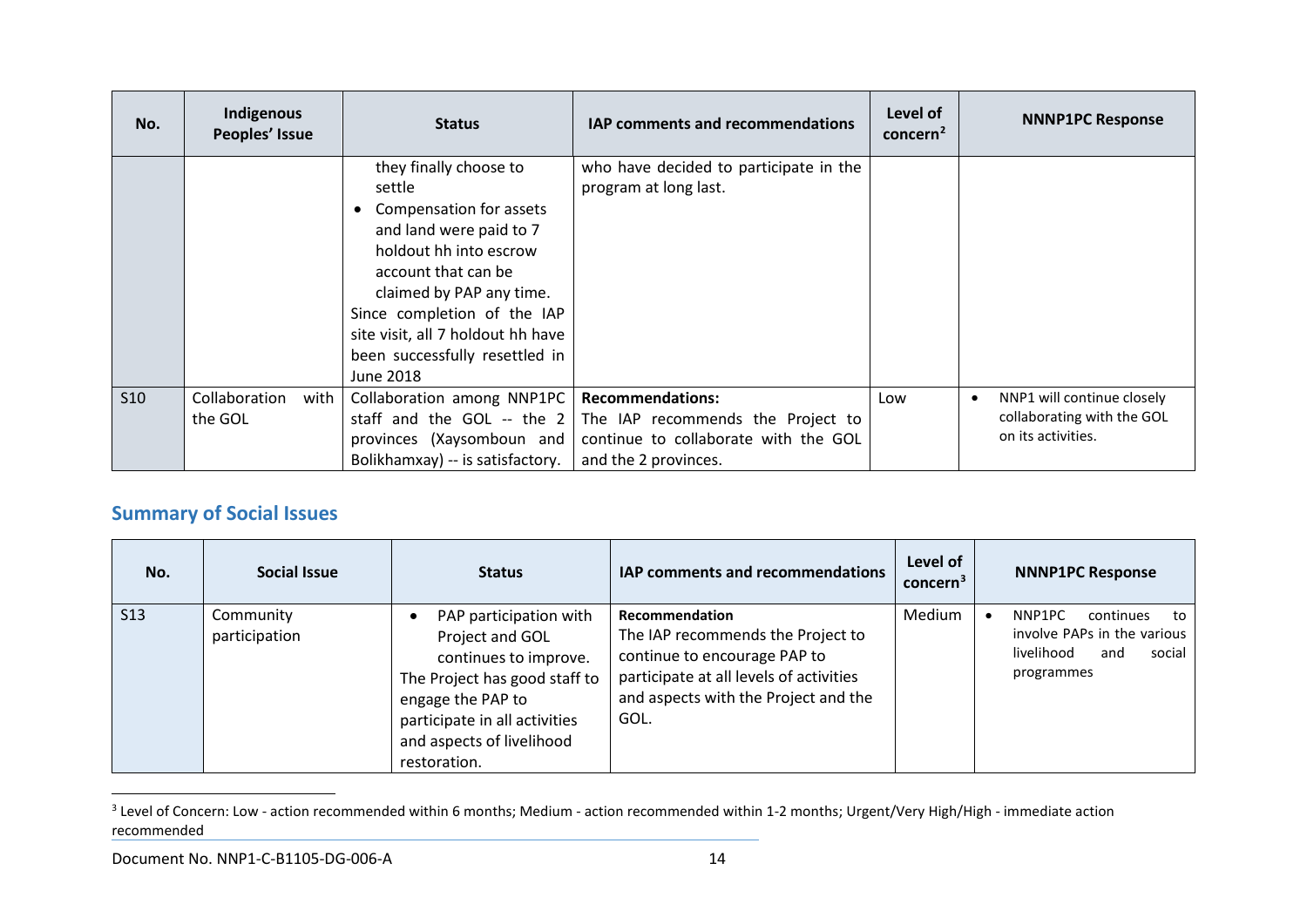| No. | Indigenous Peoples' Issue | Status | IAP comments and recommendations | Level of concern[2] | NNNP1PC Response |
|---|---|---|---|---|---|
| | | they finally choose to settle<br>• Compensation for assets and land were paid to 7 holdout hh into escrow account that can be claimed by PAP any time.<br>Since completion of the IAP site visit, all 7 holdout hh have been successfully resettled in June 2018 | who have decided to participate in the program at long last. | | |
| S10 | Collaboration with the GOL | Collaboration among NNP1PC staff and the GOL -- the 2 provinces (Xaysomboun and Bolikhamxay) -- is satisfactory. | **Recommendations:**<br>The IAP recommends the Project to continue to collaborate with the GOL and the 2 provinces. | Low | • NNP1 will continue closely collaborating with the GOL on its activities. |

## Summary of Social Issues

| No. | Social Issue | Status | IAP comments and recommendations | Level of concern[3] | NNNP1PC Response |
|---|---|---|---|---|---|
| S13 | Community participation | • PAP participation with Project and GOL continues to improve.<br>The Project has good staff to engage the PAP to participate in all activities and aspects of livelihood restoration. | **Recommendation**<br>The IAP recommends the Project to continue to encourage PAP to participate at all levels of activities and aspects with the Project and the GOL. | Medium | • NNP1PC continues to involve PAPs in the various livelihood and social programmes |

[3] Level of Concern: Low - action recommended within 6 months; Medium - action recommended within 1-2 months; Urgent/Very High/High - immediate action recommended

Document No. NNP1-C-B1105-DG-006-A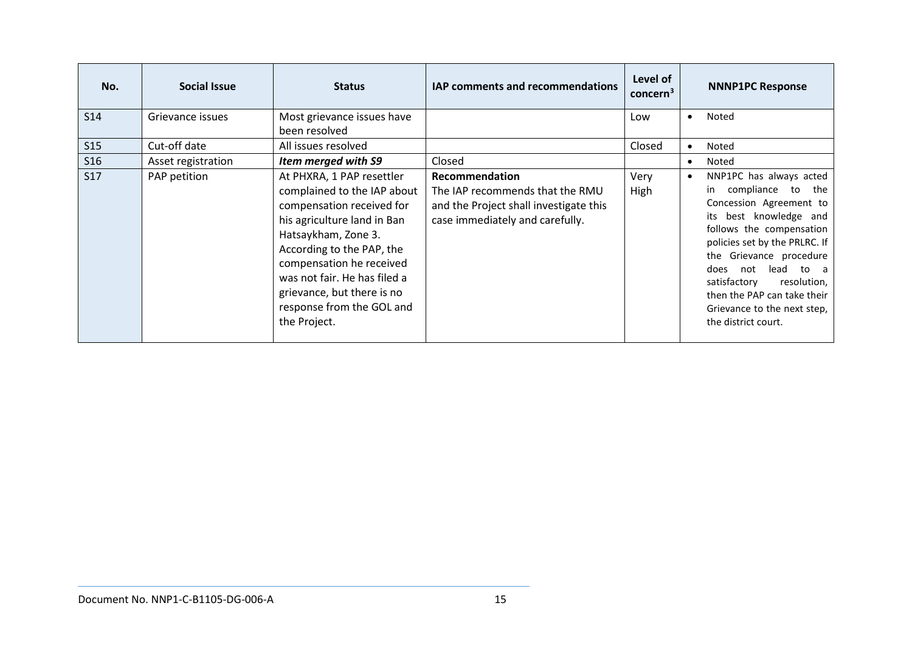| No. | Social Issue | Status | IAP comments and recommendations | Level of concern[3] | NNNP1PC Response |
|---|---|---|---|---|---|
| S14 | Grievance issues | Most grievance issues have been resolved | | Low | • Noted |
| S15 | Cut-off date | All issues resolved | | Closed | • Noted |
| S16 | Asset registration | ***Item merged with S9*** | Closed | | • Noted |
| S17 | PAP petition | At PHXRA, 1 PAP resettler complained to the IAP about compensation received for his agriculture land in Ban Hatsaykham, Zone 3. According to the PAP, the compensation he received was not fair. He has filed a grievance, but there is no response from the GOL and the Project. | **Recommendation** The IAP recommends that the RMU and the Project shall investigate this case immediately and carefully. | Very High | • NNP1PC has always acted in compliance to the Concession Agreement to its best knowledge and follows the compensation policies set by the PRLRC. If the Grievance procedure does not lead to a satisfactory resolution, then the PAP can take their Grievance to the next step, the district court. |

Document No. NNP1-C-B1105-DG-006-A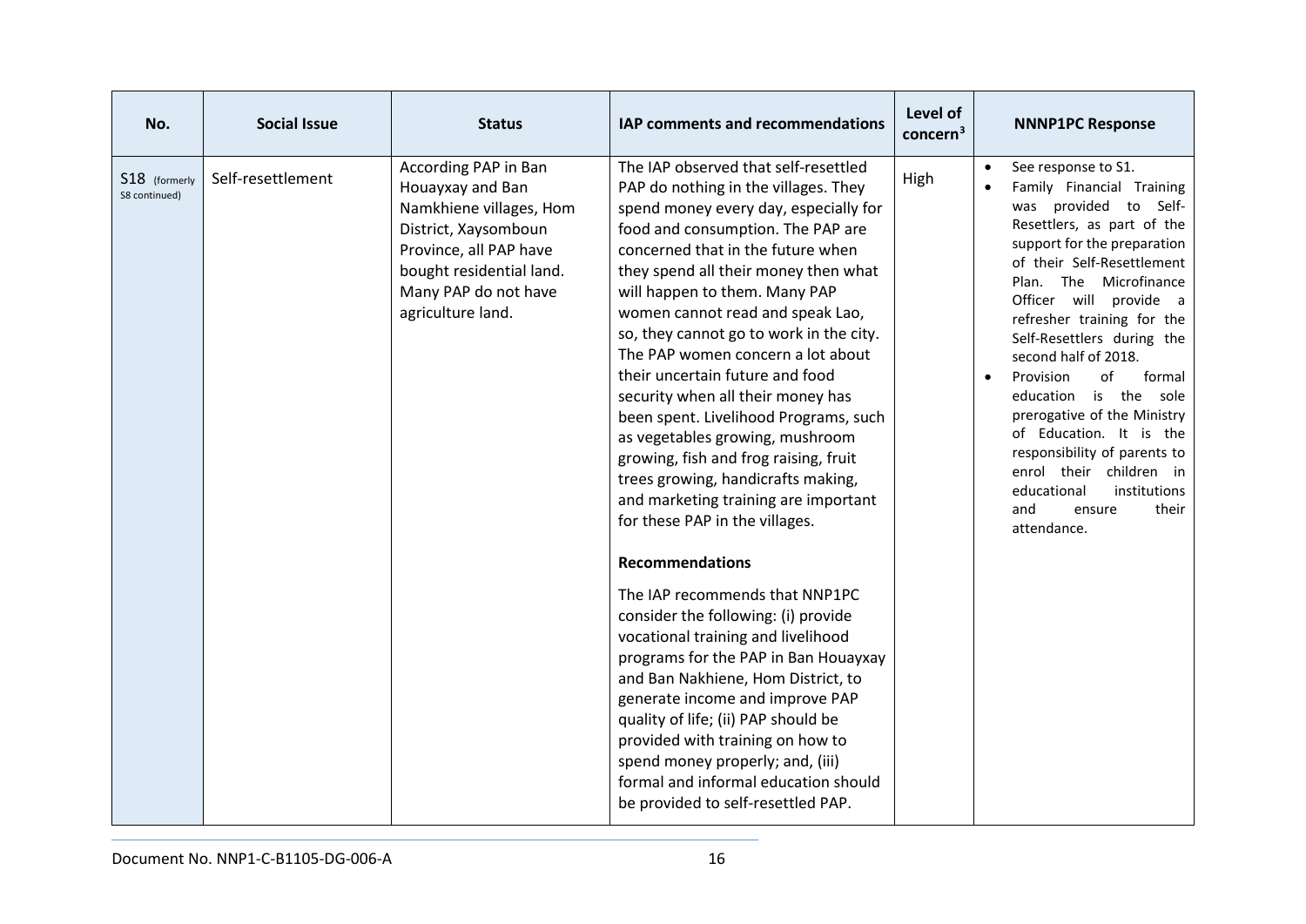| No. | Social Issue | Status | IAP comments and recommendations | Level of concern[3] | NNNP1PC Response |
|---|---|---|---|---|---|
| S18 (formerly S8 continued) | Self-resettlement | According PAP in Ban Houayxay and Ban Namkhiene villages, Hom District, Xaysomboun Province, all PAP have bought residential land. Many PAP do not have agriculture land. | The IAP observed that self-resettled PAP do nothing in the villages. They spend money every day, especially for food and consumption. The PAP are concerned that in the future when they spend all their money then what will happen to them. Many PAP women cannot read and speak Lao, so, they cannot go to work in the city. The PAP women concern a lot about their uncertain future and food security when all their money has been spent. Livelihood Programs, such as vegetables growing, mushroom growing, fish and frog raising, fruit trees growing, handicrafts making, and marketing training are important for these PAP in the villages.<br><br>**Recommendations**<br><br>The IAP recommends that NNP1PC consider the following: (i) provide vocational training and livelihood programs for the PAP in Ban Houayxay and Ban Nakhiene, Hom District, to generate income and improve PAP quality of life; (ii) PAP should be provided with training on how to spend money properly; and, (iii) formal and informal education should be provided to self-resettled PAP. | High | • See response to S1.<br>• Family Financial Training was provided to Self-Resettlers, as part of the support for the preparation of their Self-Resettlement Plan. The Microfinance Officer will provide a refresher training for the Self-Resettlers during the second half of 2018.<br>• Provision of formal education is the sole prerogative of the Ministry of Education. It is the responsibility of parents to enrol their children in educational institutions and ensure their attendance. |

Document No. NNP1-C-B1105-DG-006-A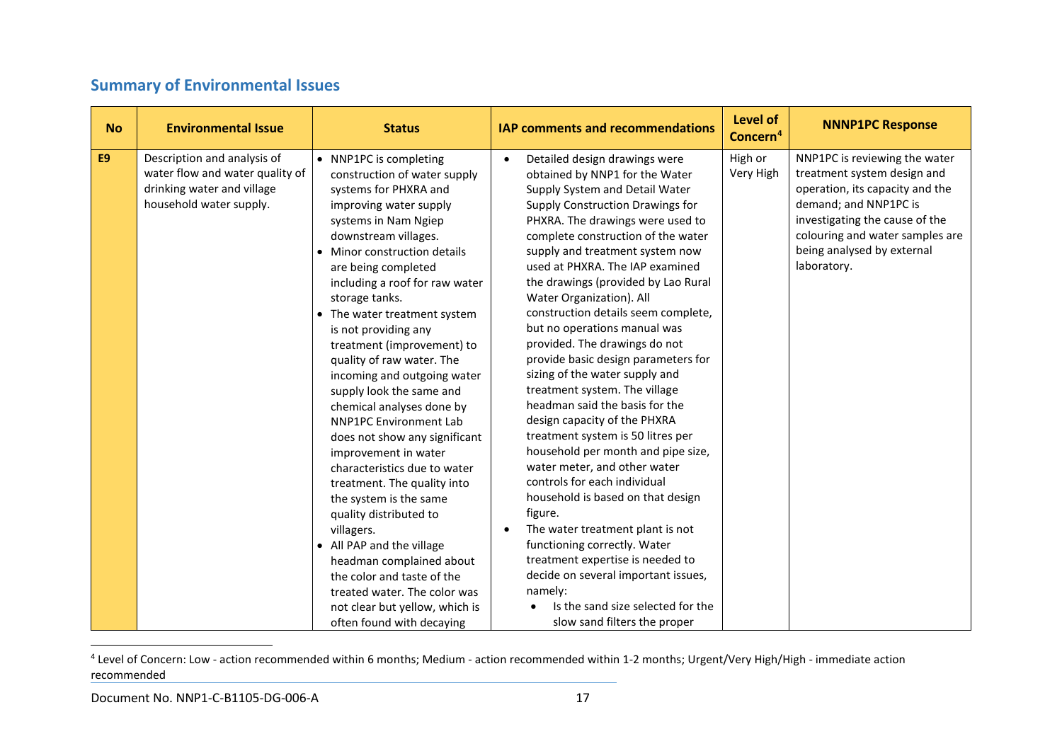## Summary of Environmental Issues

| No | Environmental Issue | Status | IAP comments and recommendations | Level of Concern[4] | NNNP1PC Response |
|---|---|---|---|---|---|
| **E9** | Description and analysis of water flow and water quality of drinking water and village household water supply. | • NNP1PC is completing construction of water supply systems for PHXRA and improving water supply systems in Nam Ngiep downstream villages.<br>• Minor construction details are being completed including a roof for raw water storage tanks.<br>• The water treatment system is not providing any treatment (improvement) to quality of raw water. The incoming and outgoing water supply look the same and chemical analyses done by NNP1PC Environment Lab does not show any significant improvement in water characteristics due to water treatment. The quality into the system is the same quality distributed to villagers.<br>• All PAP and the village headman complained about the color and taste of the treated water. The color was not clear but yellow, which is often found with decaying | • Detailed design drawings were obtained by NNP1 for the Water Supply System and Detail Water Supply Construction Drawings for PHXRA. The drawings were used to complete construction of the water supply and treatment system now used at PHXRA. The IAP examined the drawings (provided by Lao Rural Water Organization). All construction details seem complete, but no operations manual was provided. The drawings do not provide basic design parameters for sizing of the water supply and treatment system. The village headman said the basis for the design capacity of the PHXRA treatment system is 50 litres per household per month and pipe size, water meter, and other water controls for each individual household is based on that design figure.<br>• The water treatment plant is not functioning correctly. Water treatment expertise is needed to decide on several important issues, namely:<br>  • Is the sand size selected for the slow sand filters the proper | High or Very High | NNP1PC is reviewing the water treatment system design and operation, its capacity and the demand; and NNP1PC is investigating the cause of the colouring and water samples are being analysed by external laboratory. |

[4] Level of Concern: Low - action recommended within 6 months; Medium - action recommended within 1-2 months; Urgent/Very High/High - immediate action recommended

Document No. NNP1-C-B1105-DG-006-A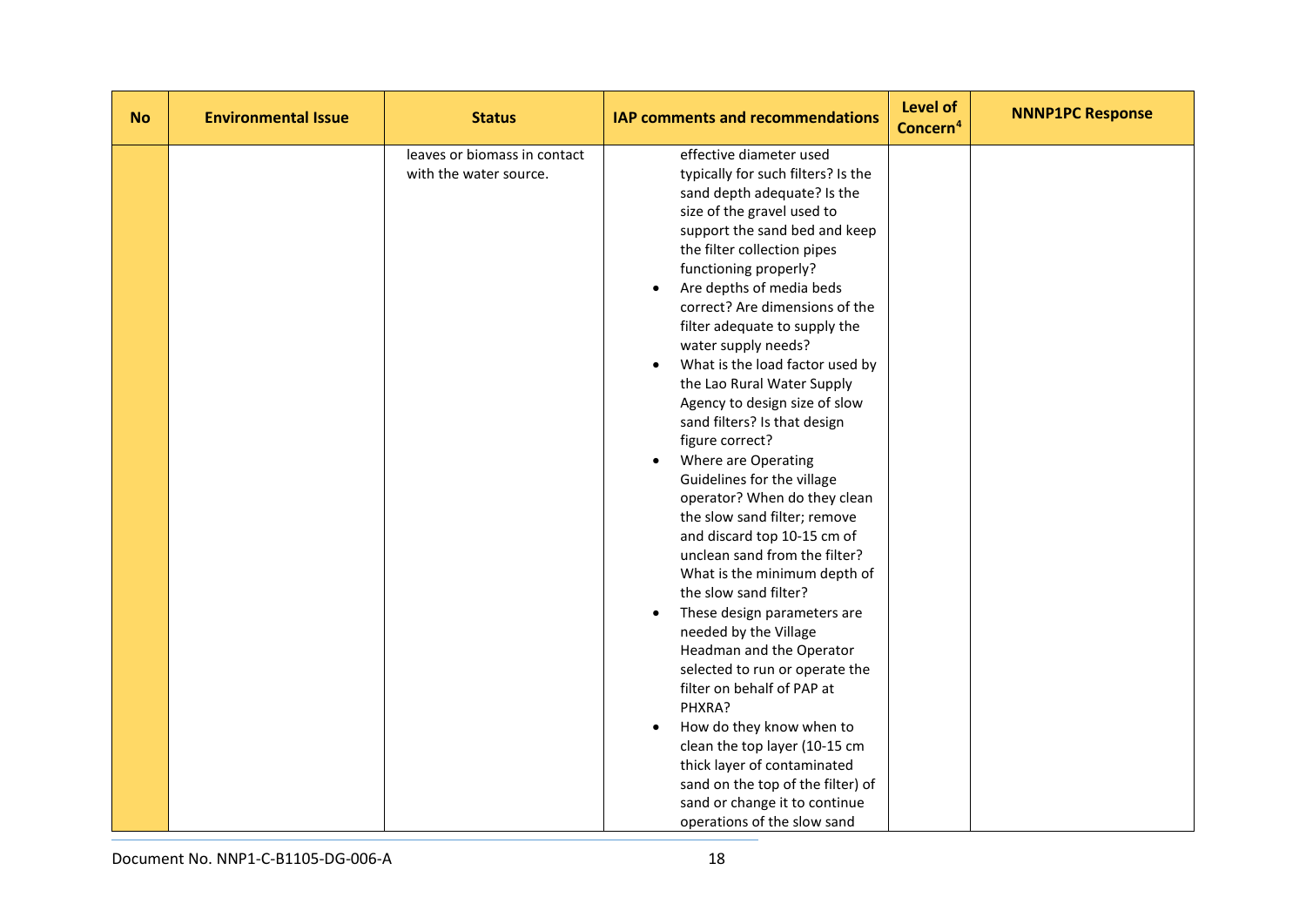| No | Environmental Issue | Status | IAP comments and recommendations | Level of Concern[4] | NNNP1PC Response |
|---|---|---|---|---|---|
| | | leaves or biomass in contact with the water source. | effective diameter used typically for such filters? Is the sand depth adequate? Is the size of the gravel used to support the sand bed and keep the filter collection pipes functioning properly?<br>• Are depths of media beds correct? Are dimensions of the filter adequate to supply the water supply needs?<br>• What is the load factor used by the Lao Rural Water Supply Agency to design size of slow sand filters? Is that design figure correct?<br>• Where are Operating Guidelines for the village operator? When do they clean the slow sand filter; remove and discard top 10-15 cm of unclean sand from the filter? What is the minimum depth of the slow sand filter?<br>• These design parameters are needed by the Village Headman and the Operator selected to run or operate the filter on behalf of PAP at PHXRA?<br>• How do they know when to clean the top layer (10-15 cm thick layer of contaminated sand on the top of the filter) of sand or change it to continue operations of the slow sand | | |

Document No. NNP1-C-B1105-DG-006-A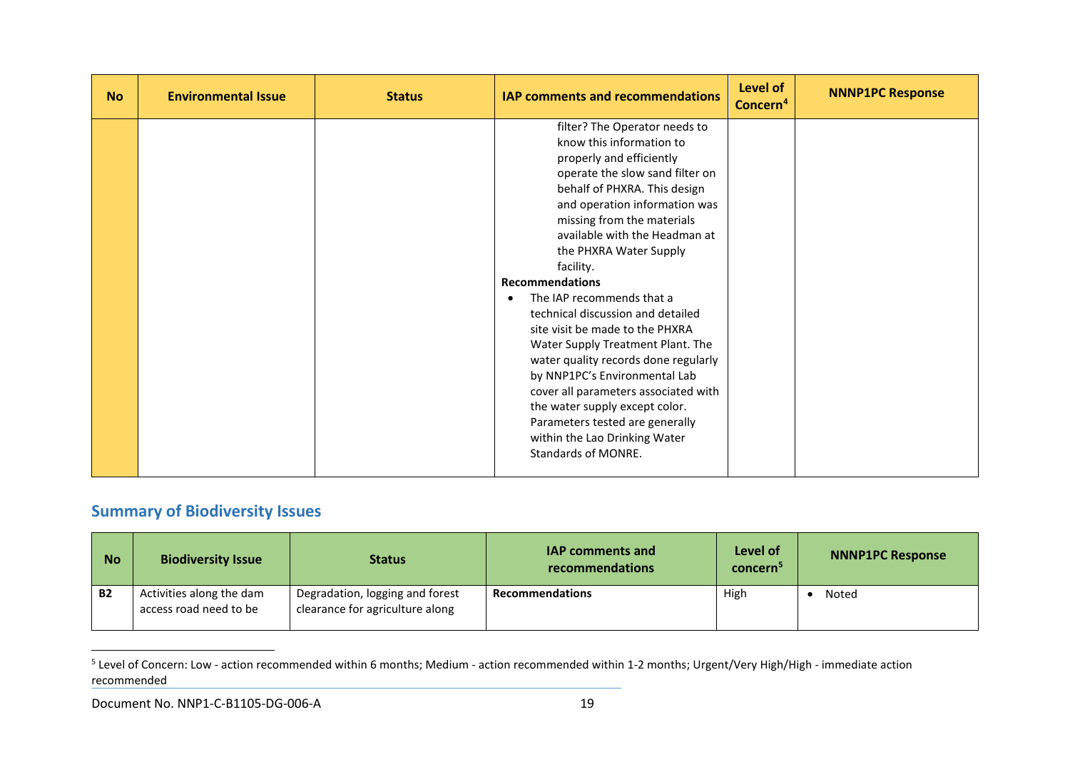| No | Environmental Issue | Status | IAP comments and recommendations | Level of Concern[4] | NNNP1PC Response |
|---|---|---|---|---|---|
| | | | filter? The Operator needs to know this information to properly and efficiently operate the slow sand filter on behalf of PHXRA. This design and operation information was missing from the materials available with the Headman at the PHXRA Water Supply facility.<br>**Recommendations**<br>• The IAP recommends that a technical discussion and detailed site visit be made to the PHXRA Water Supply Treatment Plant. The water quality records done regularly by NNP1PC's Environmental Lab cover all parameters associated with the water supply except color. Parameters tested are generally within the Lao Drinking Water Standards of MONRE. | | |

## Summary of Biodiversity Issues

| No | Biodiversity Issue | Status | IAP comments and recommendations | Level of concern[5] | NNNP1PC Response |
|---|---|---|---|---|---|
| **B2** | Activities along the dam access road need to be | Degradation, logging and forest clearance for agriculture along | **Recommendations** | High | • Noted |

[5] Level of Concern: Low - action recommended within 6 months; Medium - action recommended within 1-2 months; Urgent/Very High/High - immediate action recommended

Document No. NNP1-C-B1105-DG-006-A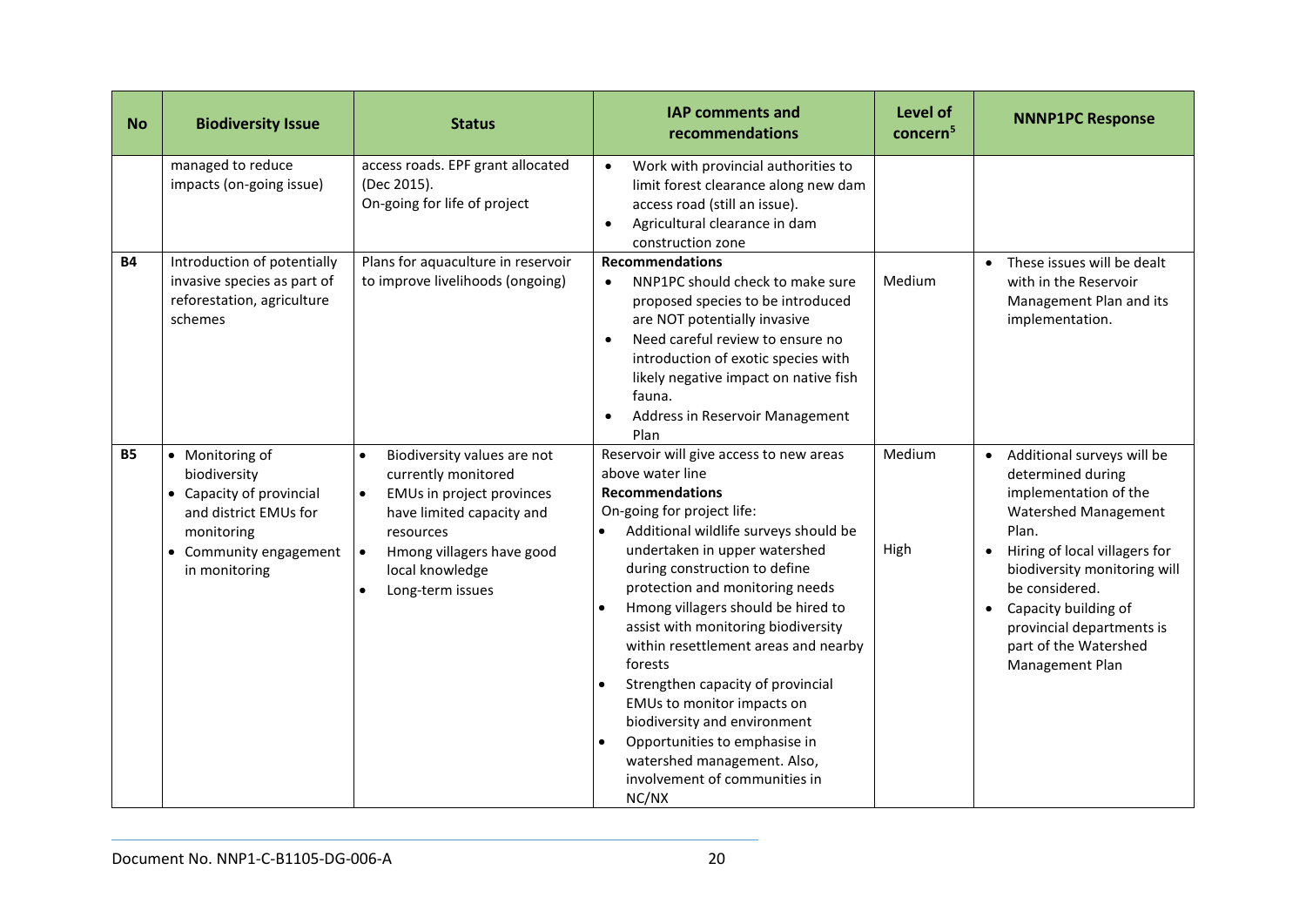| No | Biodiversity Issue | Status | IAP comments and recommendations | Level of concern[5] | NNNP1PC Response |
|---|---|---|---|---|---|
| | managed to reduce impacts (on-going issue) | access roads. EPF grant allocated (Dec 2015).<br>On-going for life of project | • Work with provincial authorities to limit forest clearance along new dam access road (still an issue).<br>• Agricultural clearance in dam construction zone | | |
| **B4** | Introduction of potentially invasive species as part of reforestation, agriculture schemes | Plans for aquaculture in reservoir to improve livelihoods (ongoing) | **Recommendations**<br>• NNP1PC should check to make sure proposed species to be introduced are NOT potentially invasive<br>• Need careful review to ensure no introduction of exotic species with likely negative impact on native fish fauna.<br>• Address in Reservoir Management Plan | Medium | • These issues will be dealt with in the Reservoir Management Plan and its implementation. |
| **B5** | • Monitoring of biodiversity<br>• Capacity of provincial and district EMUs for monitoring<br>• Community engagement in monitoring | • Biodiversity values are not currently monitored<br>• EMUs in project provinces have limited capacity and resources<br>• Hmong villagers have good local knowledge<br>• Long-term issues | Reservoir will give access to new areas above water line<br>**Recommendations**<br>On-going for project life:<br>• Additional wildlife surveys should be undertaken in upper watershed during construction to define protection and monitoring needs<br>• Hmong villagers should be hired to assist with monitoring biodiversity within resettlement areas and nearby forests<br>• Strengthen capacity of provincial EMUs to monitor impacts on biodiversity and environment<br>• Opportunities to emphasise in watershed management. Also, involvement of communities in NC/NX | Medium<br><br>High | • Additional surveys will be determined during implementation of the Watershed Management Plan.<br>• Hiring of local villagers for biodiversity monitoring will be considered.<br>• Capacity building of provincial departments is part of the Watershed Management Plan |

Document No. NNP1-C-B1105-DG-006-A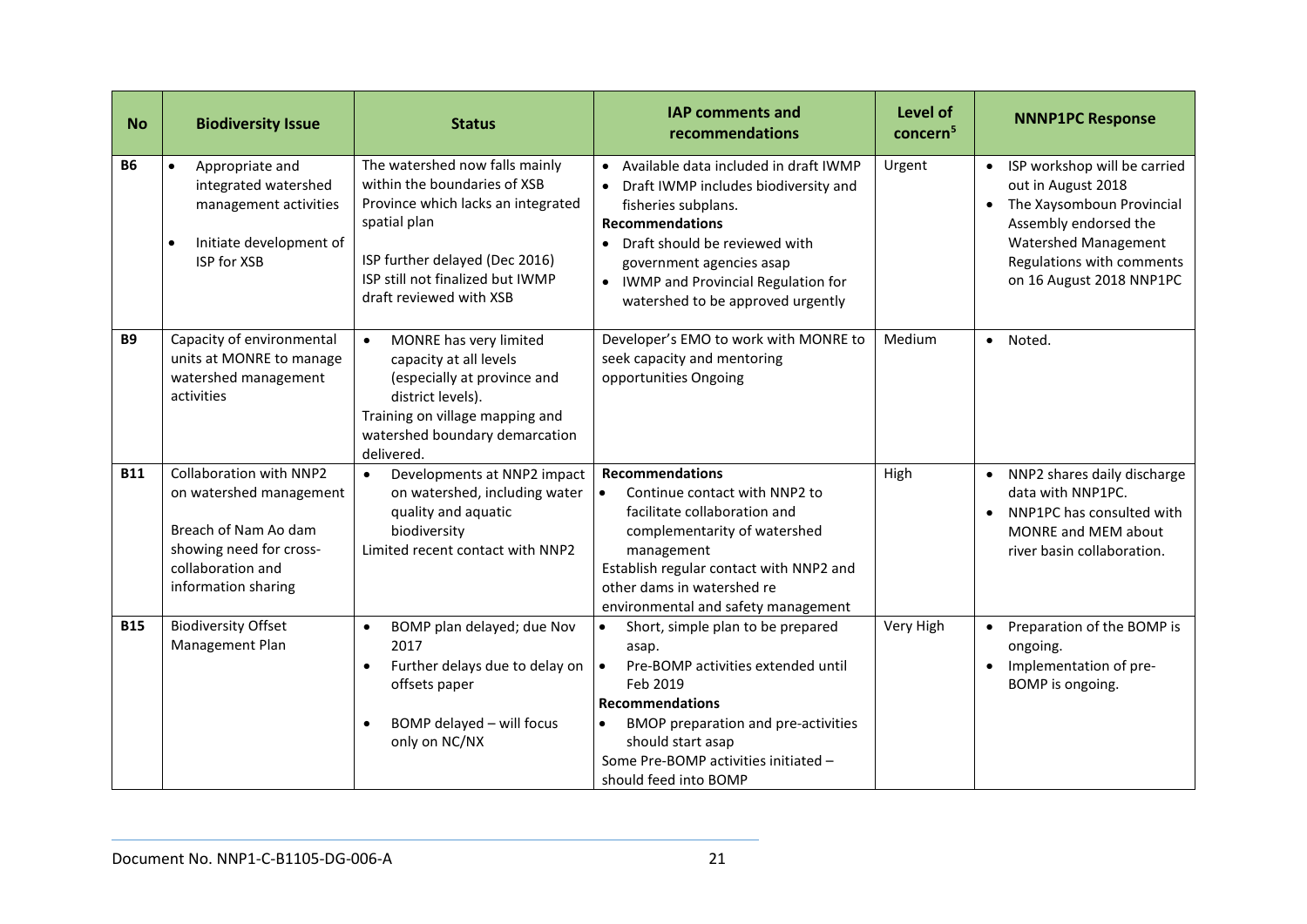| No | Biodiversity Issue | Status | IAP comments and recommendations | Level of concern[5] | NNNP1PC Response |
|---|---|---|---|---|---|
| **B6** | • Appropriate and integrated watershed management activities<br>• Initiate development of ISP for XSB | The watershed now falls mainly within the boundaries of XSB Province which lacks an integrated spatial plan<br><br>ISP further delayed (Dec 2016)<br>ISP still not finalized but IWMP draft reviewed with XSB | • Available data included in draft IWMP<br>• Draft IWMP includes biodiversity and fisheries subplans.<br>**Recommendations**<br>• Draft should be reviewed with government agencies asap<br>• IWMP and Provincial Regulation for watershed to be approved urgently | Urgent | • ISP workshop will be carried out in August 2018<br>• The Xaysomboun Provincial Assembly endorsed the Watershed Management Regulations with comments on 16 August 2018 NNP1PC |
| **B9** | Capacity of environmental units at MONRE to manage watershed management activities | • MONRE has very limited capacity at all levels (especially at province and district levels).<br>Training on village mapping and watershed boundary demarcation delivered. | Developer's EMO to work with MONRE to seek capacity and mentoring opportunities Ongoing | Medium | • Noted. |
| **B11** | Collaboration with NNP2 on watershed management<br><br>Breach of Nam Ao dam showing need for cross-collaboration and information sharing | • Developments at NNP2 impact on watershed, including water quality and aquatic biodiversity<br>Limited recent contact with NNP2 | **Recommendations**<br>• Continue contact with NNP2 to facilitate collaboration and complementarity of watershed management<br>Establish regular contact with NNP2 and other dams in watershed re environmental and safety management | High | • NNP2 shares daily discharge data with NNP1PC.<br>• NNP1PC has consulted with MONRE and MEM about river basin collaboration. |
| **B15** | Biodiversity Offset Management Plan | • BOMP plan delayed; due Nov 2017<br>• Further delays due to delay on offsets paper<br><br>• BOMP delayed – will focus only on NC/NX | • Short, simple plan to be prepared asap.<br>• Pre-BOMP activities extended until Feb 2019<br>**Recommendations**<br>• BMOP preparation and pre-activities should start asap<br>Some Pre-BOMP activities initiated – should feed into BOMP | Very High | • Preparation of the BOMP is ongoing.<br>• Implementation of pre-BOMP is ongoing. |

Document No. NNP1-C-B1105-DG-006-A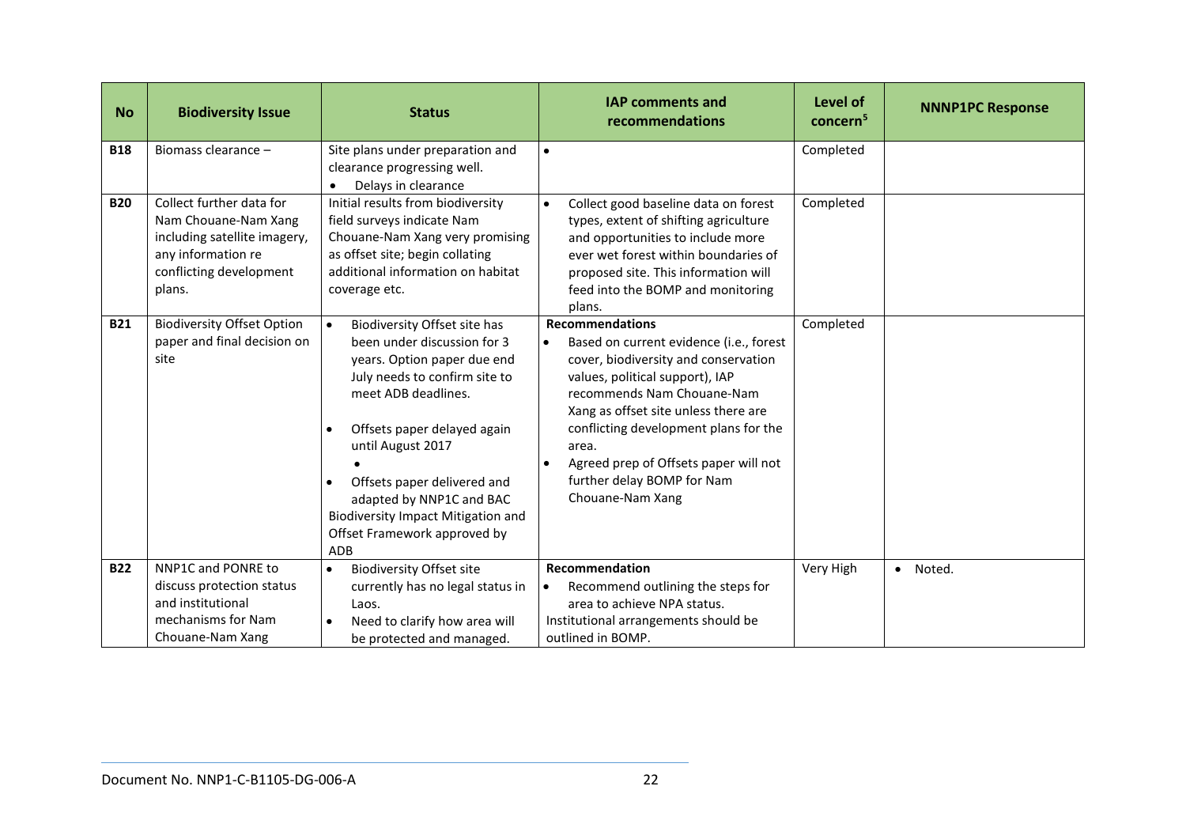| No | Biodiversity Issue | Status | IAP comments and recommendations | Level of concern[5] | NNNP1PC Response |
|---|---|---|---|---|---|
| **B18** | Biomass clearance – | Site plans under preparation and clearance progressing well.<br>• Delays in clearance | • | Completed | |
| **B20** | Collect further data for Nam Chouane-Nam Xang including satellite imagery, any information re conflicting development plans. | Initial results from biodiversity field surveys indicate Nam Chouane-Nam Xang very promising as offset site; begin collating additional information on habitat coverage etc. | • Collect good baseline data on forest types, extent of shifting agriculture and opportunities to include more ever wet forest within boundaries of proposed site. This information will feed into the BOMP and monitoring plans. | Completed | |
| **B21** | Biodiversity Offset Option paper and final decision on site | • Biodiversity Offset site has been under discussion for 3 years. Option paper due end July needs to confirm site to meet ADB deadlines.<br>• Offsets paper delayed again until August 2017<br>•<br>• Offsets paper delivered and adapted by NNP1C and BAC Biodiversity Impact Mitigation and Offset Framework approved by ADB | **Recommendations**<br>• Based on current evidence (i.e., forest cover, biodiversity and conservation values, political support), IAP recommends Nam Chouane-Nam Xang as offset site unless there are conflicting development plans for the area.<br>• Agreed prep of Offsets paper will not further delay BOMP for Nam Chouane-Nam Xang | Completed | |
| **B22** | NNP1C and PONRE to discuss protection status and institutional mechanisms for Nam Chouane-Nam Xang | • Biodiversity Offset site currently has no legal status in Laos.<br>• Need to clarify how area will be protected and managed. | **Recommendation**<br>• Recommend outlining the steps for area to achieve NPA status.<br>Institutional arrangements should be outlined in BOMP. | Very High | • Noted. |

Document No. NNP1-C-B1105-DG-006-A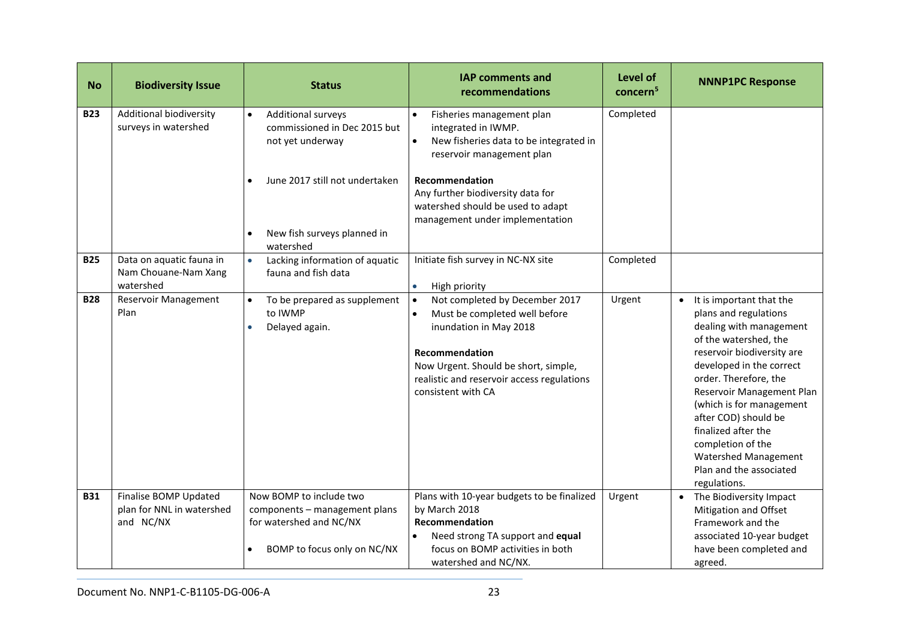| No | Biodiversity Issue | Status | IAP comments and recommendations | Level of concern[5] | NNNP1PC Response |
|---|---|---|---|---|---|
| **B23** | Additional biodiversity surveys in watershed | • Additional surveys commissioned in Dec 2015 but not yet underway<br>• June 2017 still not undertaken<br>• New fish surveys planned in watershed | • Fisheries management plan integrated in IWMP.<br>• New fisheries data to be integrated in reservoir management plan<br>**Recommendation**<br>Any further biodiversity data for watershed should be used to adapt management under implementation | Completed | |
| **B25** | Data on aquatic fauna in Nam Chouane-Nam Xang watershed | • Lacking information of aquatic fauna and fish data | Initiate fish survey in NC-NX site<br>• High priority | Completed | |
| **B28** | Reservoir Management Plan | • To be prepared as supplement to IWMP<br>• Delayed again. | • Not completed by December 2017<br>• Must be completed well before inundation in May 2018<br>**Recommendation**<br>Now Urgent. Should be short, simple, realistic and reservoir access regulations consistent with CA | Urgent | • It is important that the plans and regulations dealing with management of the watershed, the reservoir biodiversity are developed in the correct order. Therefore, the Reservoir Management Plan (which is for management after COD) should be finalized after the completion of the Watershed Management Plan and the associated regulations. |
| **B31** | Finalise BOMP Updated plan for NNL in watershed and NC/NX | Now BOMP to include two components – management plans for watershed and NC/NX<br>• BOMP to focus only on NC/NX | Plans with 10-year budgets to be finalized by March 2018<br>**Recommendation**<br>• Need strong TA support and **equal** focus on BOMP activities in both watershed and NC/NX. | Urgent | • The Biodiversity Impact Mitigation and Offset Framework and the associated 10-year budget have been completed and agreed. |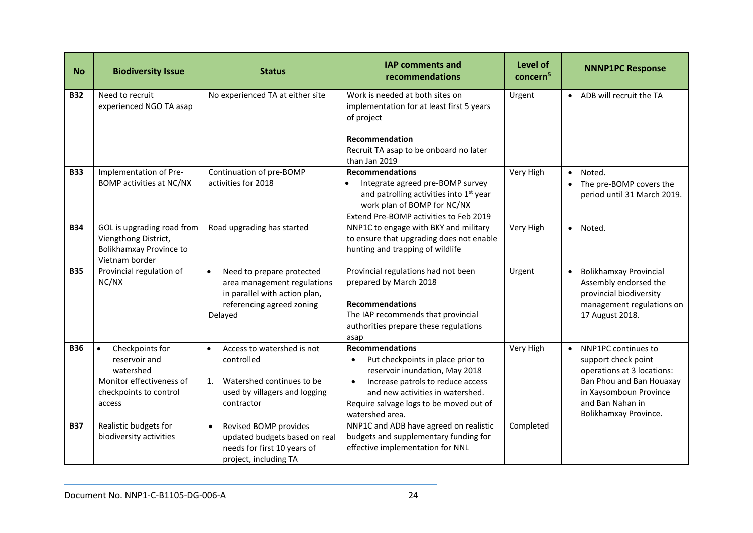| No | Biodiversity Issue | Status | IAP comments and recommendations | Level of concern[5] | NNNP1PC Response |
|---|---|---|---|---|---|
| **B32** | Need to recruit experienced NGO TA asap | No experienced TA at either site | Work is needed at both sites on implementation for at least first 5 years of project<br><br>**Recommendation**<br>Recruit TA asap to be onboard no later than Jan 2019 | Urgent | • ADB will recruit the TA |
| **B33** | Implementation of Pre-BOMP activities at NC/NX | Continuation of pre-BOMP activities for 2018 | **Recommendations**<br>• Integrate agreed pre-BOMP survey and patrolling activities into 1st year work plan of BOMP for NC/NX<br>Extend Pre-BOMP activities to Feb 2019 | Very High | • Noted.<br>• The pre-BOMP covers the period until 31 March 2019. |
| **B34** | GOL is upgrading road from Viengthong District, Bolikhamxay Province to Vietnam border | Road upgrading has started | NNP1C to engage with BKY and military to ensure that upgrading does not enable hunting and trapping of wildlife | Very High | • Noted. |
| **B35** | Provincial regulation of NC/NX | • Need to prepare protected area management regulations in parallel with action plan, referencing agreed zoning<br>Delayed | Provincial regulations had not been prepared by March 2018<br><br>**Recommendations**<br>The IAP recommends that provincial authorities prepare these regulations asap | Urgent | • Bolikhamxay Provincial Assembly endorsed the provincial biodiversity management regulations on 17 August 2018. |
| **B36** | • Checkpoints for reservoir and watershed<br>Monitor effectiveness of checkpoints to control access | • Access to watershed is not controlled<br>1. Watershed continues to be used by villagers and logging contractor | **Recommendations**<br>• Put checkpoints in place prior to reservoir inundation, May 2018<br>• Increase patrols to reduce access and new activities in watershed.<br>Require salvage logs to be moved out of watershed area. | Very High | • NNP1PC continues to support check point operations at 3 locations: Ban Phou and Ban Houaxay in Xaysomboun Province and Ban Nahan in Bolikhamxay Province. |
| **B37** | Realistic budgets for biodiversity activities | • Revised BOMP provides updated budgets based on real needs for first 10 years of project, including TA | NNP1C and ADB have agreed on realistic budgets and supplementary funding for effective implementation for NNL | Completed | |

Document No. NNP1-C-B1105-DG-006-A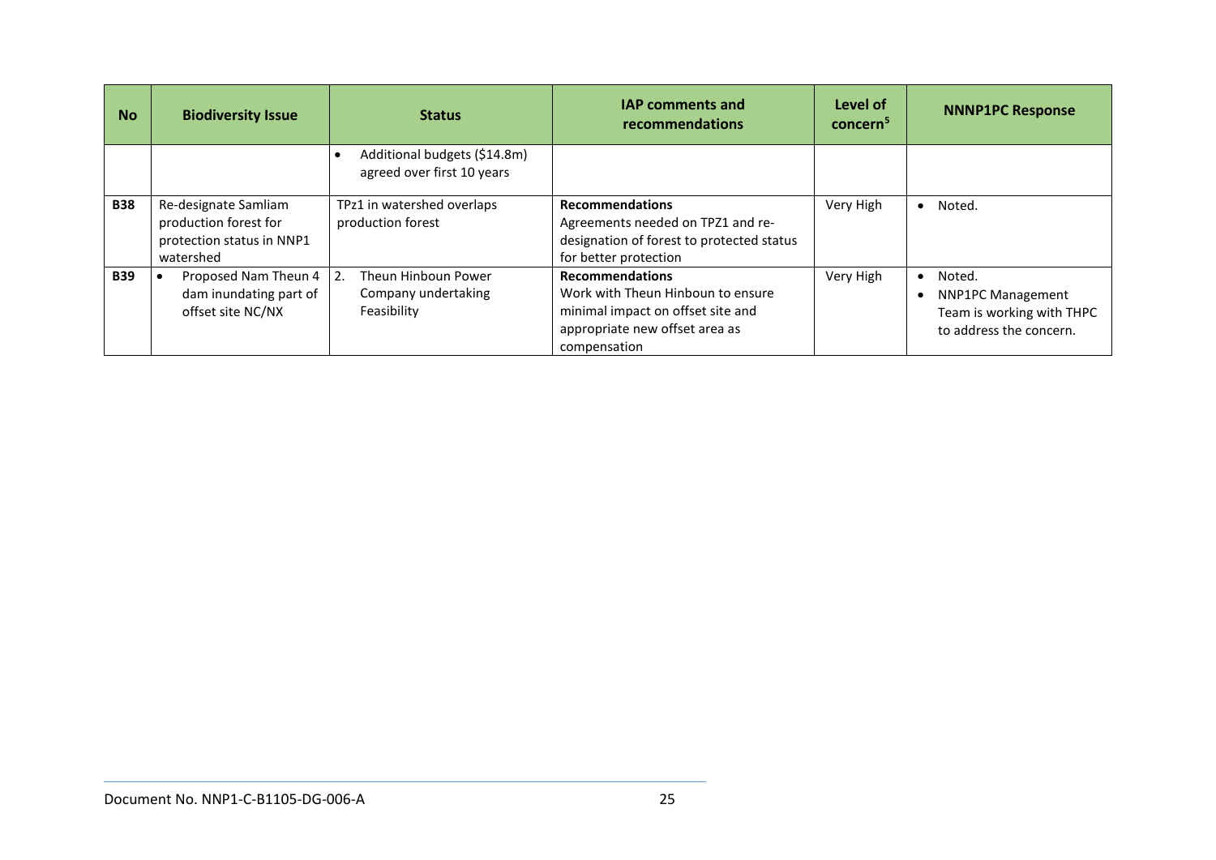| No | Biodiversity Issue | Status | IAP comments and recommendations | Level of concern[5] | NNNP1PC Response |
|---|---|---|---|---|---|
| | | • Additional budgets ($14.8m) agreed over first 10 years | | | |
| **B38** | Re-designate Samliam production forest for protection status in NNP1 watershed | TPz1 in watershed overlaps production forest | **Recommendations**<br>Agreements needed on TPZ1 and re-designation of forest to protected status for better protection | Very High | • Noted. |
| **B39** | • Proposed Nam Theun 4 dam inundating part of offset site NC/NX | 2. Theun Hinboun Power Company undertaking Feasibility | **Recommendations**<br>Work with Theun Hinboun to ensure minimal impact on offset site and appropriate new offset area as compensation | Very High | • Noted.<br>• NNP1PC Management Team is working with THPC to address the concern. |

Document No. NNP1-C-B1105-DG-006-A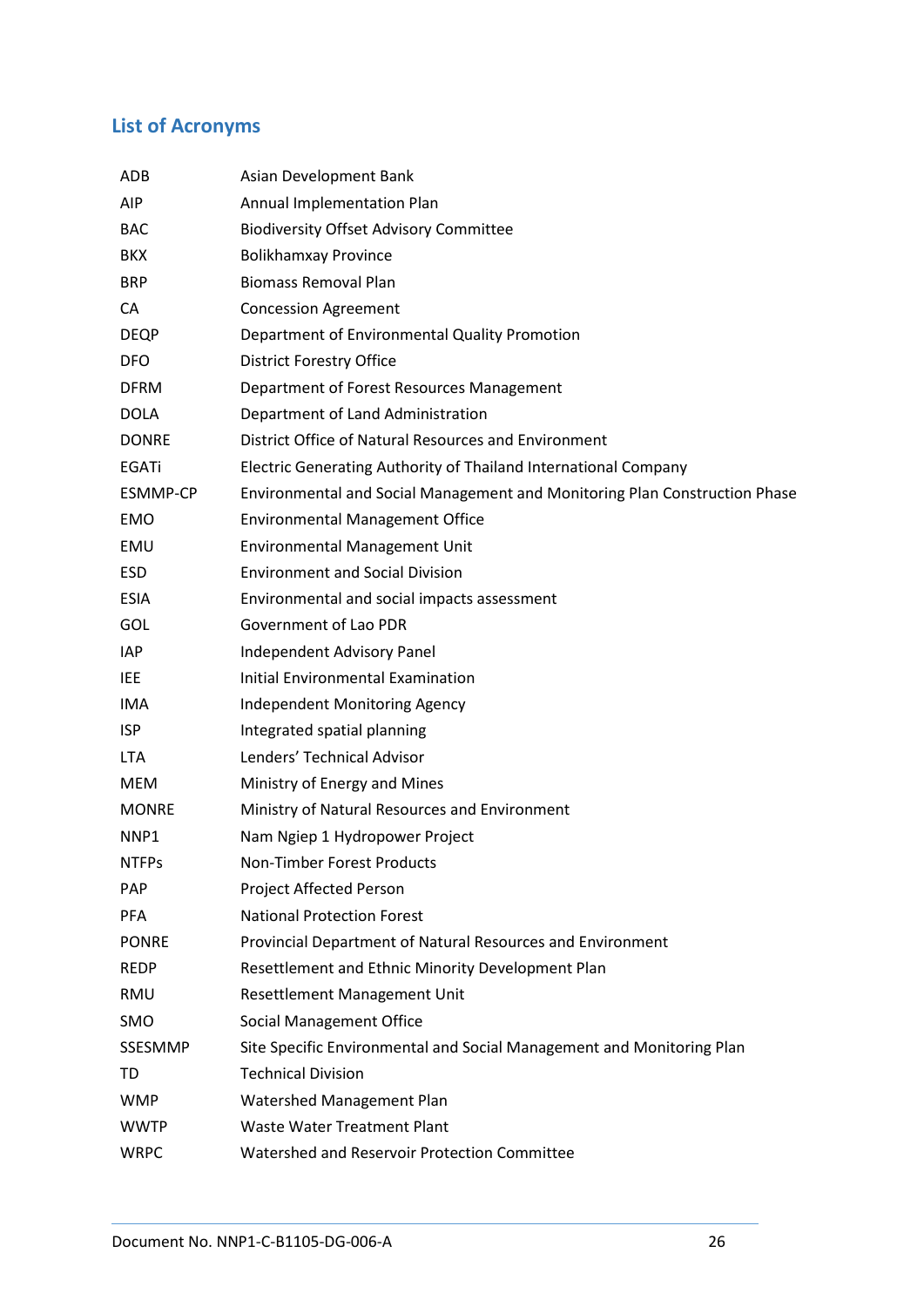## List of Acronyms

| | |
|---|---|
| ADB | Asian Development Bank |
| AIP | Annual Implementation Plan |
| BAC | Biodiversity Offset Advisory Committee |
| BKX | Bolikhamxay Province |
| BRP | Biomass Removal Plan |
| CA | Concession Agreement |
| DEQP | Department of Environmental Quality Promotion |
| DFO | District Forestry Office |
| DFRM | Department of Forest Resources Management |
| DOLA | Department of Land Administration |
| DONRE | District Office of Natural Resources and Environment |
| EGATi | Electric Generating Authority of Thailand International Company |
| ESMMP-CP | Environmental and Social Management and Monitoring Plan Construction Phase |
| EMO | Environmental Management Office |
| EMU | Environmental Management Unit |
| ESD | Environment and Social Division |
| ESIA | Environmental and social impacts assessment |
| GOL | Government of Lao PDR |
| IAP | Independent Advisory Panel |
| IEE | Initial Environmental Examination |
| IMA | Independent Monitoring Agency |
| ISP | Integrated spatial planning |
| LTA | Lenders' Technical Advisor |
| MEM | Ministry of Energy and Mines |
| MONRE | Ministry of Natural Resources and Environment |
| NNP1 | Nam Ngiep 1 Hydropower Project |
| NTFPs | Non-Timber Forest Products |
| PAP | Project Affected Person |
| PFA | National Protection Forest |
| PONRE | Provincial Department of Natural Resources and Environment |
| REDP | Resettlement and Ethnic Minority Development Plan |
| RMU | Resettlement Management Unit |
| SMO | Social Management Office |
| SSESMMP | Site Specific Environmental and Social Management and Monitoring Plan |
| TD | Technical Division |
| WMP | Watershed Management Plan |
| WWTP | Waste Water Treatment Plant |
| WRPC | Watershed and Reservoir Protection Committee |

Document No. NNP1-C-B1105-DG-006-A